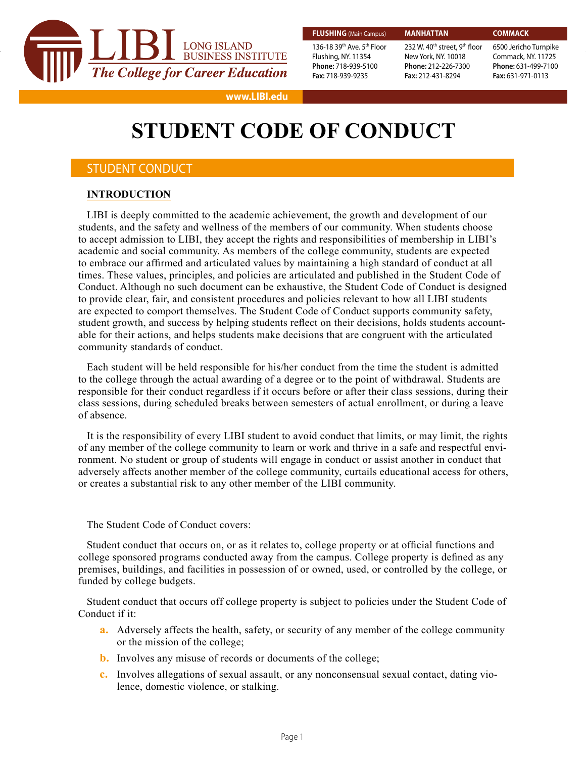LIBI LONG ISLAND BUSINESS INSTITUTE

*The College for Career Education*

| FLUSHING (Main Campus) | MANHATTAN | COMMACK |
|---|---|---|
| 136-18 39th Ave. 5th Floor | 232 W. 40th street, 9th floor | 6500 Jericho Turnpike |
| Flushing, NY. 11354 | New York, NY. 10018 | Commack, NY. 11725 |
| **Phone:** 718-939-5100 | **Phone:** 212-226-7300 | **Phone:** 631-499-7100 |
| **Fax:** 718-939-9235 | **Fax:** 212-431-8294 | **Fax:** 631-971-0113 |

www.LIBI.edu

# STUDENT CODE OF CONDUCT

## STUDENT CONDUCT

### INTRODUCTION

LIBI is deeply committed to the academic achievement, the growth and development of our students, and the safety and wellness of the members of our community. When students choose to accept admission to LIBI, they accept the rights and responsibilities of membership in LIBI's academic and social community. As members of the college community, students are expected to embrace our affirmed and articulated values by maintaining a high standard of conduct at all times. These values, principles, and policies are articulated and published in the Student Code of Conduct. Although no such document can be exhaustive, the Student Code of Conduct is designed to provide clear, fair, and consistent procedures and policies relevant to how all LIBI students are expected to comport themselves. The Student Code of Conduct supports community safety, student growth, and success by helping students reflect on their decisions, holds students accountable for their actions, and helps students make decisions that are congruent with the articulated community standards of conduct.

Each student will be held responsible for his/her conduct from the time the student is admitted to the college through the actual awarding of a degree or to the point of withdrawal. Students are responsible for their conduct regardless if it occurs before or after their class sessions, during their class sessions, during scheduled breaks between semesters of actual enrollment, or during a leave of absence.

It is the responsibility of every LIBI student to avoid conduct that limits, or may limit, the rights of any member of the college community to learn or work and thrive in a safe and respectful environment. No student or group of students will engage in conduct or assist another in conduct that adversely affects another member of the college community, curtails educational access for others, or creates a substantial risk to any other member of the LIBI community.

The Student Code of Conduct covers:

Student conduct that occurs on, or as it relates to, college property or at official functions and college sponsored programs conducted away from the campus. College property is defined as any premises, buildings, and facilities in possession of or owned, used, or controlled by the college, or funded by college budgets.

Student conduct that occurs off college property is subject to policies under the Student Code of Conduct if it:

a. Adversely affects the health, safety, or security of any member of the college community or the mission of the college;
b. Involves any misuse of records or documents of the college;
c. Involves allegations of sexual assault, or any nonconsensual sexual contact, dating violence, domestic violence, or stalking.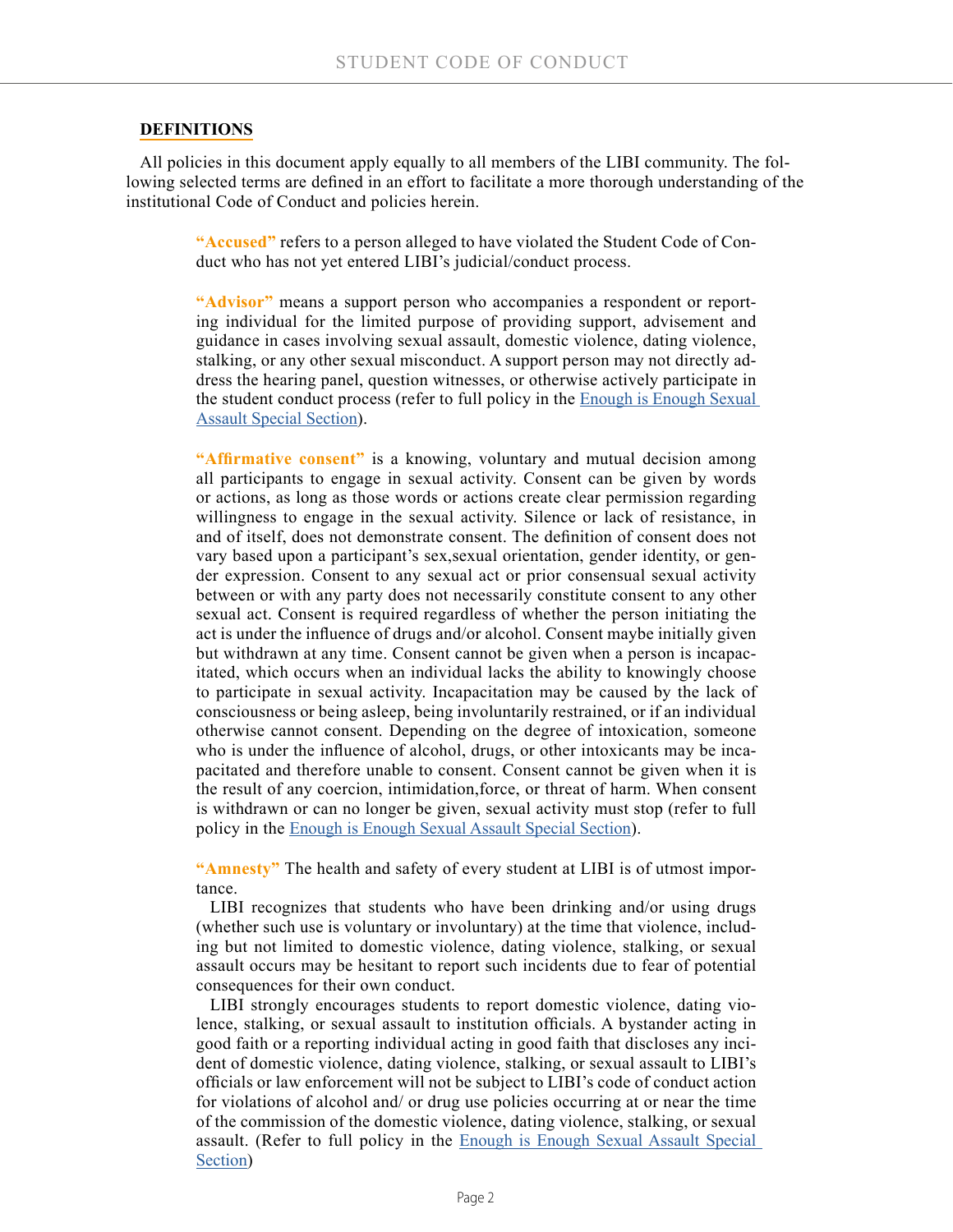## DEFINITIONS

All policies in this document apply equally to all members of the LIBI community. The following selected terms are defined in an effort to facilitate a more thorough understanding of the institutional Code of Conduct and policies herein.

**"Accused"** refers to a person alleged to have violated the Student Code of Conduct who has not yet entered LIBI's judicial/conduct process.

**"Advisor"** means a support person who accompanies a respondent or reporting individual for the limited purpose of providing support, advisement and guidance in cases involving sexual assault, domestic violence, dating violence, stalking, or any other sexual misconduct. A support person may not directly address the hearing panel, question witnesses, or otherwise actively participate in the student conduct process (refer to full policy in the Enough is Enough Sexual Assault Special Section).

**"Affirmative consent"** is a knowing, voluntary and mutual decision among all participants to engage in sexual activity. Consent can be given by words or actions, as long as those words or actions create clear permission regarding willingness to engage in the sexual activity. Silence or lack of resistance, in and of itself, does not demonstrate consent. The definition of consent does not vary based upon a participant's sex,sexual orientation, gender identity, or gender expression. Consent to any sexual act or prior consensual sexual activity between or with any party does not necessarily constitute consent to any other sexual act. Consent is required regardless of whether the person initiating the act is under the influence of drugs and/or alcohol. Consent maybe initially given but withdrawn at any time. Consent cannot be given when a person is incapacitated, which occurs when an individual lacks the ability to knowingly choose to participate in sexual activity. Incapacitation may be caused by the lack of consciousness or being asleep, being involuntarily restrained, or if an individual otherwise cannot consent. Depending on the degree of intoxication, someone who is under the influence of alcohol, drugs, or other intoxicants may be incapacitated and therefore unable to consent. Consent cannot be given when it is the result of any coercion, intimidation,force, or threat of harm. When consent is withdrawn or can no longer be given, sexual activity must stop (refer to full policy in the Enough is Enough Sexual Assault Special Section).

**"Amnesty"** The health and safety of every student at LIBI is of utmost importance.

LIBI recognizes that students who have been drinking and/or using drugs (whether such use is voluntary or involuntary) at the time that violence, including but not limited to domestic violence, dating violence, stalking, or sexual assault occurs may be hesitant to report such incidents due to fear of potential consequences for their own conduct.

LIBI strongly encourages students to report domestic violence, dating violence, stalking, or sexual assault to institution officials. A bystander acting in good faith or a reporting individual acting in good faith that discloses any incident of domestic violence, dating violence, stalking, or sexual assault to LIBI's officials or law enforcement will not be subject to LIBI's code of conduct action for violations of alcohol and/ or drug use policies occurring at or near the time of the commission of the domestic violence, dating violence, stalking, or sexual assault. (Refer to full policy in the Enough is Enough Sexual Assault Special Section)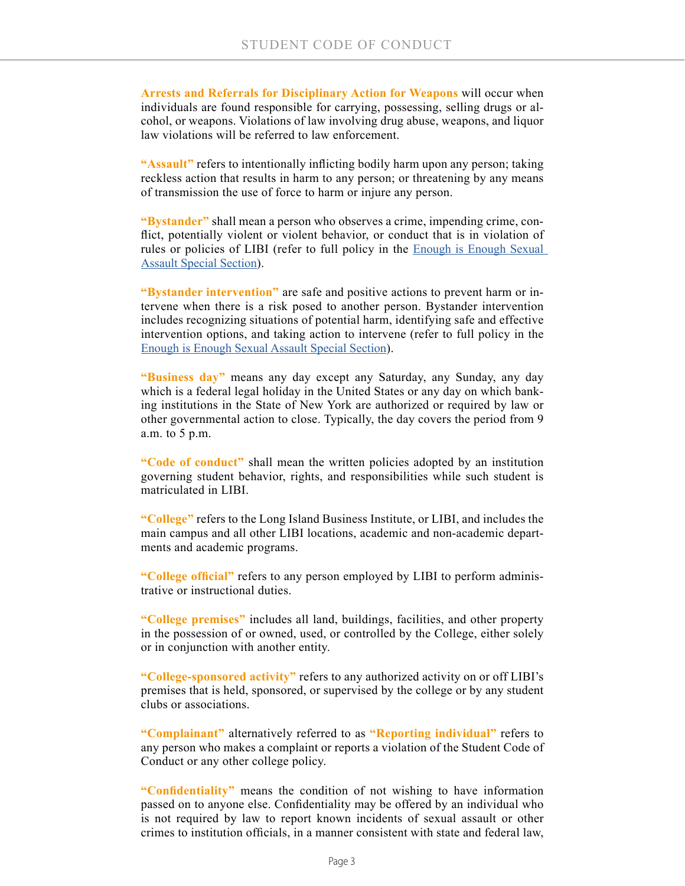**Arrests and Referrals for Disciplinary Action for Weapons** will occur when individuals are found responsible for carrying, possessing, selling drugs or alcohol, or weapons. Violations of law involving drug abuse, weapons, and liquor law violations will be referred to law enforcement.

**"Assault"** refers to intentionally inflicting bodily harm upon any person; taking reckless action that results in harm to any person; or threatening by any means of transmission the use of force to harm or injure any person.

**"Bystander"** shall mean a person who observes a crime, impending crime, conflict, potentially violent or violent behavior, or conduct that is in violation of rules or policies of LIBI (refer to full policy in the Enough is Enough Sexual Assault Special Section).

**"Bystander intervention"** are safe and positive actions to prevent harm or intervene when there is a risk posed to another person. Bystander intervention includes recognizing situations of potential harm, identifying safe and effective intervention options, and taking action to intervene (refer to full policy in the Enough is Enough Sexual Assault Special Section).

**"Business day"** means any day except any Saturday, any Sunday, any day which is a federal legal holiday in the United States or any day on which banking institutions in the State of New York are authorized or required by law or other governmental action to close. Typically, the day covers the period from 9 a.m. to 5 p.m.

**"Code of conduct"** shall mean the written policies adopted by an institution governing student behavior, rights, and responsibilities while such student is matriculated in LIBI.

**"College"** refers to the Long Island Business Institute, or LIBI, and includes the main campus and all other LIBI locations, academic and non-academic departments and academic programs.

**"College official"** refers to any person employed by LIBI to perform administrative or instructional duties.

**"College premises"** includes all land, buildings, facilities, and other property in the possession of or owned, used, or controlled by the College, either solely or in conjunction with another entity.

**"College-sponsored activity"** refers to any authorized activity on or off LIBI's premises that is held, sponsored, or supervised by the college or by any student clubs or associations.

**"Complainant"** alternatively referred to as **"Reporting individual"** refers to any person who makes a complaint or reports a violation of the Student Code of Conduct or any other college policy.

**"Confidentiality"** means the condition of not wishing to have information passed on to anyone else. Confidentiality may be offered by an individual who is not required by law to report known incidents of sexual assault or other crimes to institution officials, in a manner consistent with state and federal law,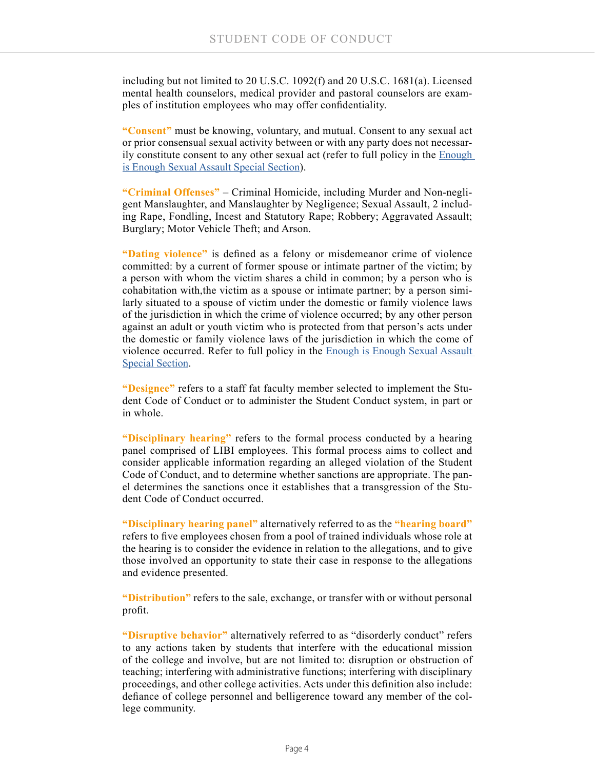including but not limited to 20 U.S.C. 1092(f) and 20 U.S.C. 1681(a). Licensed mental health counselors, medical provider and pastoral counselors are examples of institution employees who may offer confidentiality.

**"Consent"** must be knowing, voluntary, and mutual. Consent to any sexual act or prior consensual sexual activity between or with any party does not necessarily constitute consent to any other sexual act (refer to full policy in the [Enough is Enough Sexual Assault Special Section](#)).

**"Criminal Offenses"** – Criminal Homicide, including Murder and Non-negligent Manslaughter, and Manslaughter by Negligence; Sexual Assault, 2 including Rape, Fondling, Incest and Statutory Rape; Robbery; Aggravated Assault; Burglary; Motor Vehicle Theft; and Arson.

**"Dating violence"** is defined as a felony or misdemeanor crime of violence committed: by a current of former spouse or intimate partner of the victim; by a person with whom the victim shares a child in common; by a person who is cohabitation with,the victim as a spouse or intimate partner; by a person similarly situated to a spouse of victim under the domestic or family violence laws of the jurisdiction in which the crime of violence occurred; by any other person against an adult or youth victim who is protected from that person's acts under the domestic or family violence laws of the jurisdiction in which the come of violence occurred. Refer to full policy in the [Enough is Enough Sexual Assault Special Section](#).

**"Designee"** refers to a staff fat faculty member selected to implement the Student Code of Conduct or to administer the Student Conduct system, in part or in whole.

**"Disciplinary hearing"** refers to the formal process conducted by a hearing panel comprised of LIBI employees. This formal process aims to collect and consider applicable information regarding an alleged violation of the Student Code of Conduct, and to determine whether sanctions are appropriate. The panel determines the sanctions once it establishes that a transgression of the Student Code of Conduct occurred.

**"Disciplinary hearing panel"** alternatively referred to as the **"hearing board"** refers to five employees chosen from a pool of trained individuals whose role at the hearing is to consider the evidence in relation to the allegations, and to give those involved an opportunity to state their case in response to the allegations and evidence presented.

**"Distribution"** refers to the sale, exchange, or transfer with or without personal profit.

**"Disruptive behavior"** alternatively referred to as "disorderly conduct" refers to any actions taken by students that interfere with the educational mission of the college and involve, but are not limited to: disruption or obstruction of teaching; interfering with administrative functions; interfering with disciplinary proceedings, and other college activities. Acts under this definition also include: defiance of college personnel and belligerence toward any member of the college community.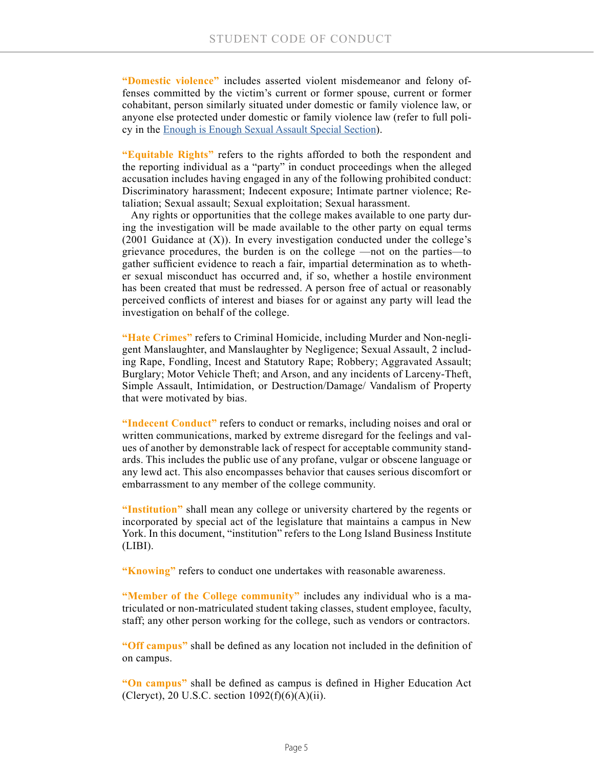**"Domestic violence"** includes asserted violent misdemeanor and felony offenses committed by the victim's current or former spouse, current or former cohabitant, person similarly situated under domestic or family violence law, or anyone else protected under domestic or family violence law (refer to full policy in the Enough is Enough Sexual Assault Special Section).

**"Equitable Rights"** refers to the rights afforded to both the respondent and the reporting individual as a "party" in conduct proceedings when the alleged accusation includes having engaged in any of the following prohibited conduct: Discriminatory harassment; Indecent exposure; Intimate partner violence; Retaliation; Sexual assault; Sexual exploitation; Sexual harassment.

Any rights or opportunities that the college makes available to one party during the investigation will be made available to the other party on equal terms (2001 Guidance at (X)). In every investigation conducted under the college's grievance procedures, the burden is on the college —not on the parties—to gather sufficient evidence to reach a fair, impartial determination as to whether sexual misconduct has occurred and, if so, whether a hostile environment has been created that must be redressed. A person free of actual or reasonably perceived conflicts of interest and biases for or against any party will lead the investigation on behalf of the college.

**"Hate Crimes"** refers to Criminal Homicide, including Murder and Non-negligent Manslaughter, and Manslaughter by Negligence; Sexual Assault, 2 including Rape, Fondling, Incest and Statutory Rape; Robbery; Aggravated Assault; Burglary; Motor Vehicle Theft; and Arson, and any incidents of Larceny-Theft, Simple Assault, Intimidation, or Destruction/Damage/ Vandalism of Property that were motivated by bias.

**"Indecent Conduct"** refers to conduct or remarks, including noises and oral or written communications, marked by extreme disregard for the feelings and values of another by demonstrable lack of respect for acceptable community standards. This includes the public use of any profane, vulgar or obscene language or any lewd act. This also encompasses behavior that causes serious discomfort or embarrassment to any member of the college community.

**"Institution"** shall mean any college or university chartered by the regents or incorporated by special act of the legislature that maintains a campus in New York. In this document, "institution" refers to the Long Island Business Institute (LIBI).

**"Knowing"** refers to conduct one undertakes with reasonable awareness.

**"Member of the College community"** includes any individual who is a matriculated or non-matriculated student taking classes, student employee, faculty, staff; any other person working for the college, such as vendors or contractors.

**"Off campus"** shall be defined as any location not included in the definition of on campus.

**"On campus"** shall be defined as campus is defined in Higher Education Act (Cleryct), 20 U.S.C. section 1092(f)(6)(A)(ii).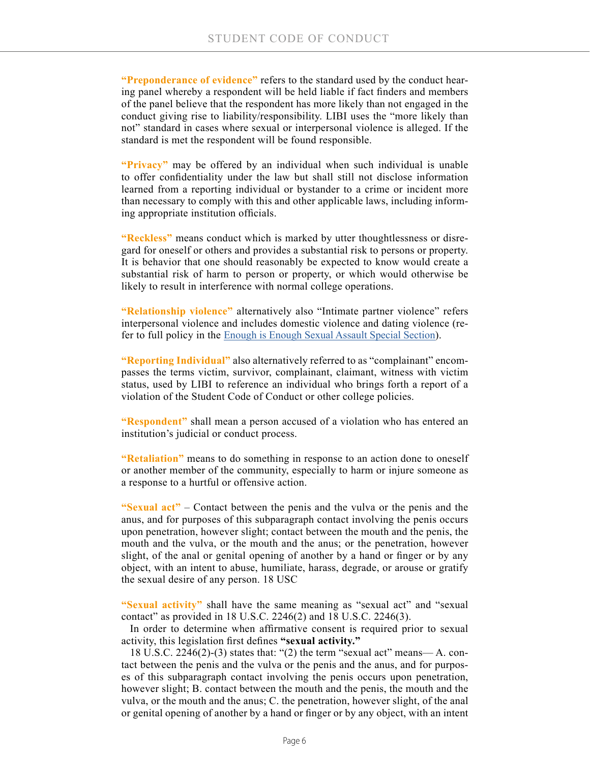**"Preponderance of evidence"** refers to the standard used by the conduct hearing panel whereby a respondent will be held liable if fact finders and members of the panel believe that the respondent has more likely than not engaged in the conduct giving rise to liability/responsibility. LIBI uses the "more likely than not" standard in cases where sexual or interpersonal violence is alleged. If the standard is met the respondent will be found responsible.

**"Privacy"** may be offered by an individual when such individual is unable to offer confidentiality under the law but shall still not disclose information learned from a reporting individual or bystander to a crime or incident more than necessary to comply with this and other applicable laws, including informing appropriate institution officials.

**"Reckless"** means conduct which is marked by utter thoughtlessness or disregard for oneself or others and provides a substantial risk to persons or property. It is behavior that one should reasonably be expected to know would create a substantial risk of harm to person or property, or which would otherwise be likely to result in interference with normal college operations.

**"Relationship violence"** alternatively also "Intimate partner violence" refers interpersonal violence and includes domestic violence and dating violence (refer to full policy in the Enough is Enough Sexual Assault Special Section).

**"Reporting Individual"** also alternatively referred to as "complainant" encompasses the terms victim, survivor, complainant, claimant, witness with victim status, used by LIBI to reference an individual who brings forth a report of a violation of the Student Code of Conduct or other college policies.

**"Respondent"** shall mean a person accused of a violation who has entered an institution's judicial or conduct process.

**"Retaliation"** means to do something in response to an action done to oneself or another member of the community, especially to harm or injure someone as a response to a hurtful or offensive action.

**"Sexual act"** – Contact between the penis and the vulva or the penis and the anus, and for purposes of this subparagraph contact involving the penis occurs upon penetration, however slight; contact between the mouth and the penis, the mouth and the vulva, or the mouth and the anus; or the penetration, however slight, of the anal or genital opening of another by a hand or finger or by any object, with an intent to abuse, humiliate, harass, degrade, or arouse or gratify the sexual desire of any person. 18 USC

**"Sexual activity"** shall have the same meaning as "sexual act" and "sexual contact" as provided in 18 U.S.C. 2246(2) and 18 U.S.C. 2246(3).

In order to determine when affirmative consent is required prior to sexual activity, this legislation first defines **"sexual activity."**

18 U.S.C. 2246(2)-(3) states that: "(2) the term "sexual act" means— A. contact between the penis and the vulva or the penis and the anus, and for purposes of this subparagraph contact involving the penis occurs upon penetration, however slight; B. contact between the mouth and the penis, the mouth and the vulva, or the mouth and the anus; C. the penetration, however slight, of the anal or genital opening of another by a hand or finger or by any object, with an intent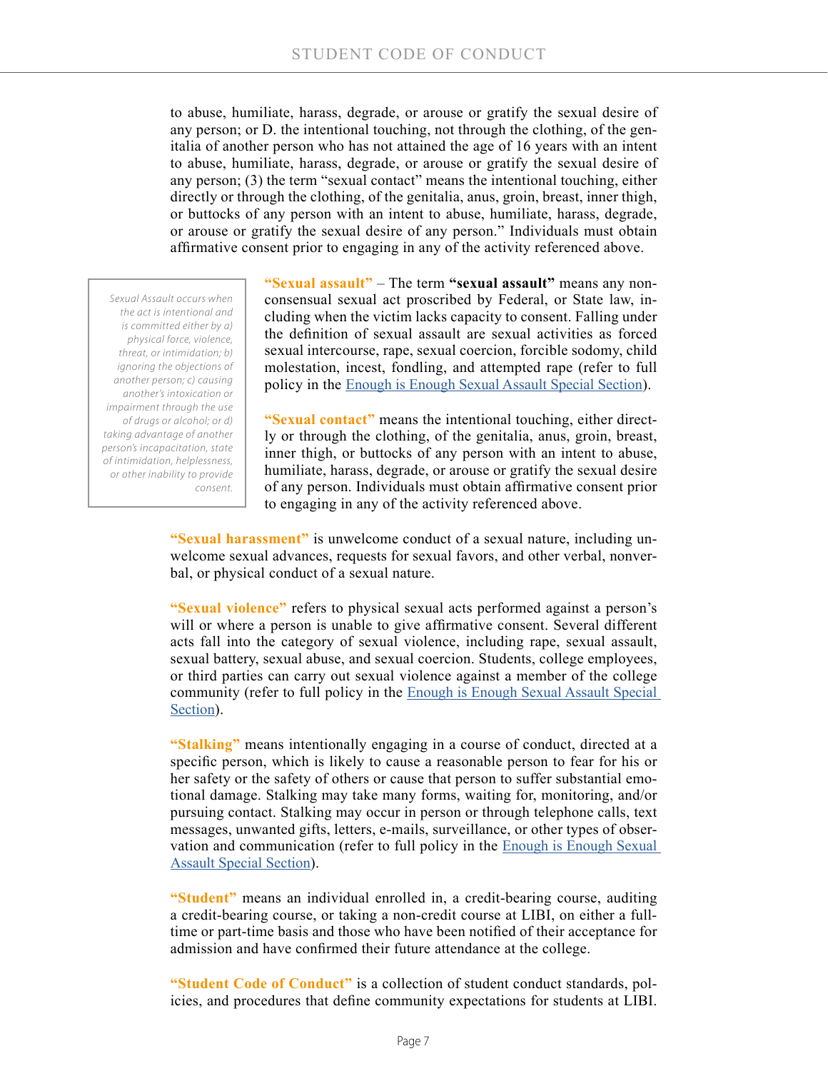to abuse, humiliate, harass, degrade, or arouse or gratify the sexual desire of any person; or D. the intentional touching, not through the clothing, of the genitalia of another person who has not attained the age of 16 years with an intent to abuse, humiliate, harass, degrade, or arouse or gratify the sexual desire of any person; (3) the term "sexual contact" means the intentional touching, either directly or through the clothing, of the genitalia, anus, groin, breast, inner thigh, or buttocks of any person with an intent to abuse, humiliate, harass, degrade, or arouse or gratify the sexual desire of any person." Individuals must obtain affirmative consent prior to engaging in any of the activity referenced above.

*Sexual Assault occurs when the act is intentional and is committed either by a) physical force, violence, threat, or intimidation; b) ignoring the objections of another person; c) causing another's intoxication or impairment through the use of drugs or alcohol; or d) taking advantage of another person's incapacitation, state of intimidation, helplessness, or other inability to provide consent.*

**"Sexual assault"** – The term **"sexual assault"** means any nonconsensual sexual act proscribed by Federal, or State law, including when the victim lacks capacity to consent. Falling under the definition of sexual assault are sexual activities as forced sexual intercourse, rape, sexual coercion, forcible sodomy, child molestation, incest, fondling, and attempted rape (refer to full policy in the Enough is Enough Sexual Assault Special Section).

**"Sexual contact"** means the intentional touching, either directly or through the clothing, of the genitalia, anus, groin, breast, inner thigh, or buttocks of any person with an intent to abuse, humiliate, harass, degrade, or arouse or gratify the sexual desire of any person. Individuals must obtain affirmative consent prior to engaging in any of the activity referenced above.

**"Sexual harassment"** is unwelcome conduct of a sexual nature, including unwelcome sexual advances, requests for sexual favors, and other verbal, nonverbal, or physical conduct of a sexual nature.

**"Sexual violence"** refers to physical sexual acts performed against a person's will or where a person is unable to give affirmative consent. Several different acts fall into the category of sexual violence, including rape, sexual assault, sexual battery, sexual abuse, and sexual coercion. Students, college employees, or third parties can carry out sexual violence against a member of the college community (refer to full policy in the Enough is Enough Sexual Assault Special Section).

**"Stalking"** means intentionally engaging in a course of conduct, directed at a specific person, which is likely to cause a reasonable person to fear for his or her safety or the safety of others or cause that person to suffer substantial emotional damage. Stalking may take many forms, waiting for, monitoring, and/or pursuing contact. Stalking may occur in person or through telephone calls, text messages, unwanted gifts, letters, e-mails, surveillance, or other types of observation and communication (refer to full policy in the Enough is Enough Sexual Assault Special Section).

**"Student"** means an individual enrolled in, a credit-bearing course, auditing a credit-bearing course, or taking a non-credit course at LIBI, on either a full-time or part-time basis and those who have been notified of their acceptance for admission and have confirmed their future attendance at the college.

**"Student Code of Conduct"** is a collection of student conduct standards, policies, and procedures that define community expectations for students at LIBI.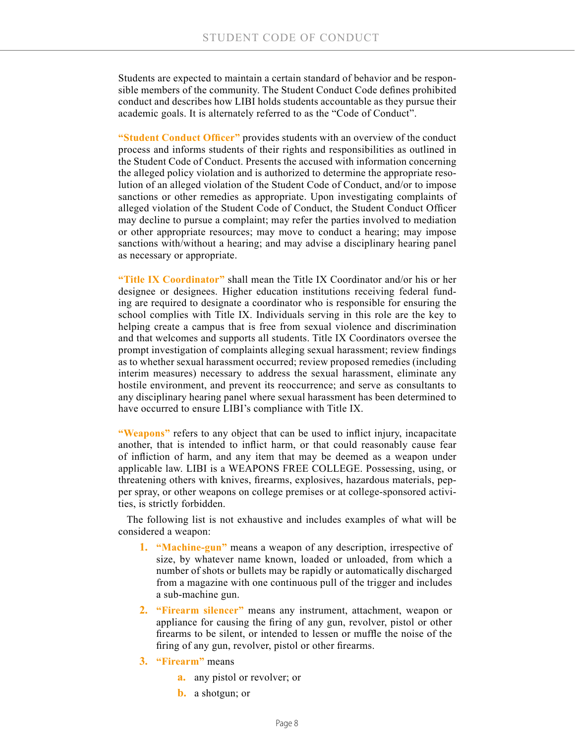Students are expected to maintain a certain standard of behavior and be responsible members of the community. The Student Conduct Code defines prohibited conduct and describes how LIBI holds students accountable as they pursue their academic goals. It is alternately referred to as the "Code of Conduct".

**"Student Conduct Officer"** provides students with an overview of the conduct process and informs students of their rights and responsibilities as outlined in the Student Code of Conduct. Presents the accused with information concerning the alleged policy violation and is authorized to determine the appropriate resolution of an alleged violation of the Student Code of Conduct, and/or to impose sanctions or other remedies as appropriate. Upon investigating complaints of alleged violation of the Student Code of Conduct, the Student Conduct Officer may decline to pursue a complaint; may refer the parties involved to mediation or other appropriate resources; may move to conduct a hearing; may impose sanctions with/without a hearing; and may advise a disciplinary hearing panel as necessary or appropriate.

**"Title IX Coordinator"** shall mean the Title IX Coordinator and/or his or her designee or designees. Higher education institutions receiving federal funding are required to designate a coordinator who is responsible for ensuring the school complies with Title IX. Individuals serving in this role are the key to helping create a campus that is free from sexual violence and discrimination and that welcomes and supports all students. Title IX Coordinators oversee the prompt investigation of complaints alleging sexual harassment; review findings as to whether sexual harassment occurred; review proposed remedies (including interim measures) necessary to address the sexual harassment, eliminate any hostile environment, and prevent its reoccurrence; and serve as consultants to any disciplinary hearing panel where sexual harassment has been determined to have occurred to ensure LIBI's compliance with Title IX.

**"Weapons"** refers to any object that can be used to inflict injury, incapacitate another, that is intended to inflict harm, or that could reasonably cause fear of infliction of harm, and any item that may be deemed as a weapon under applicable law. LIBI is a WEAPONS FREE COLLEGE. Possessing, using, or threatening others with knives, firearms, explosives, hazardous materials, pepper spray, or other weapons on college premises or at college-sponsored activities, is strictly forbidden.

The following list is not exhaustive and includes examples of what will be considered a weapon:

1. **"Machine-gun"** means a weapon of any description, irrespective of size, by whatever name known, loaded or unloaded, from which a number of shots or bullets may be rapidly or automatically discharged from a magazine with one continuous pull of the trigger and includes a sub-machine gun.
2. **"Firearm silencer"** means any instrument, attachment, weapon or appliance for causing the firing of any gun, revolver, pistol or other firearms to be silent, or intended to lessen or muffle the noise of the firing of any gun, revolver, pistol or other firearms.
3. **"Firearm"** means
   a. any pistol or revolver; or
   b. a shotgun; or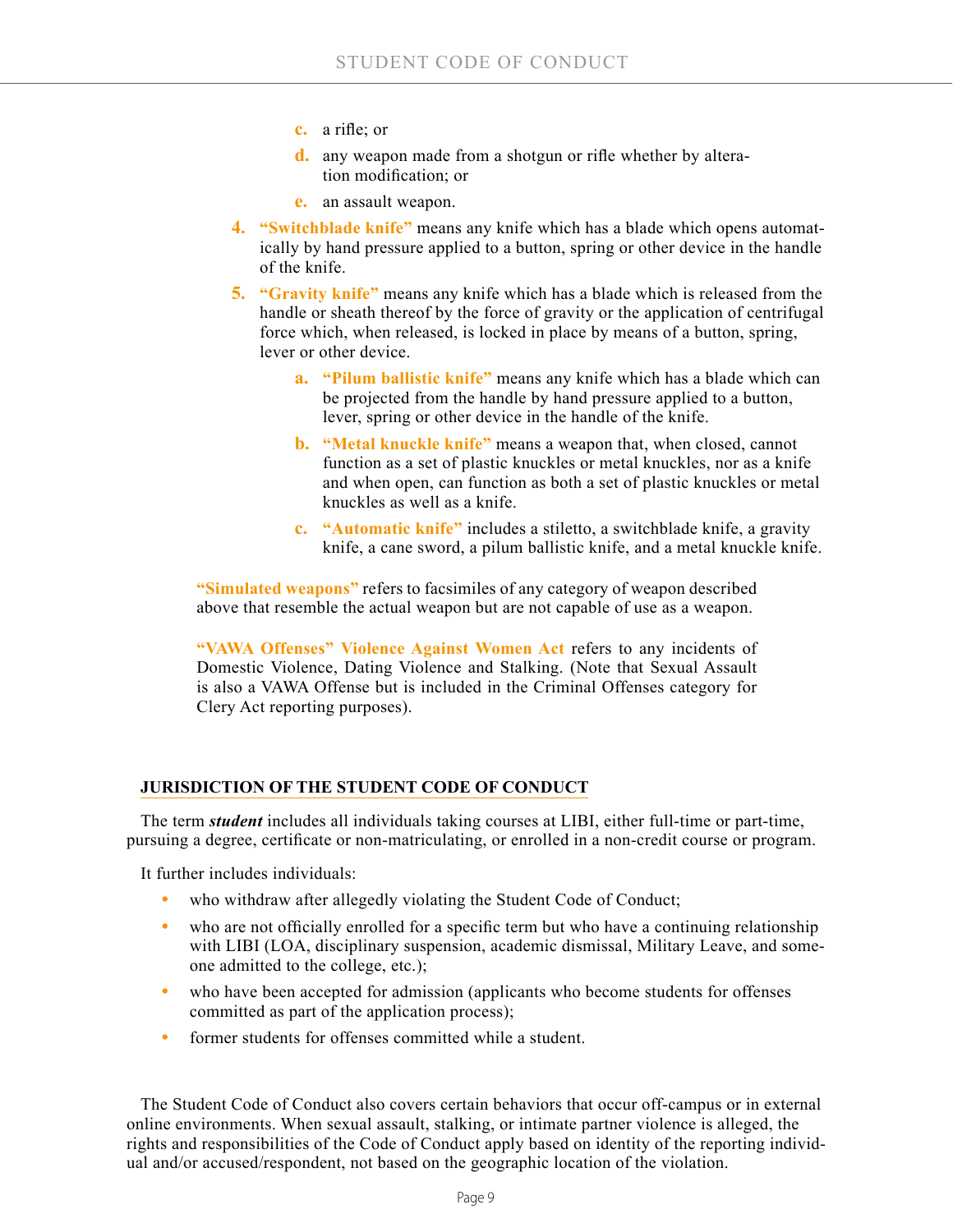c. a rifle; or
   d. any weapon made from a shotgun or rifle whether by alteration modification; or
   e. an assault weapon.

4. **"Switchblade knife"** means any knife which has a blade which opens automatically by hand pressure applied to a button, spring or other device in the handle of the knife.
5. **"Gravity knife"** means any knife which has a blade which is released from the handle or sheath thereof by the force of gravity or the application of centrifugal force which, when released, is locked in place by means of a button, spring, lever or other device.
   a. **"Pilum ballistic knife"** means any knife which has a blade which can be projected from the handle by hand pressure applied to a button, lever, spring or other device in the handle of the knife.
   b. **"Metal knuckle knife"** means a weapon that, when closed, cannot function as a set of plastic knuckles or metal knuckles, nor as a knife and when open, can function as both a set of plastic knuckles or metal knuckles as well as a knife.
   c. **"Automatic knife"** includes a stiletto, a switchblade knife, a gravity knife, a cane sword, a pilum ballistic knife, and a metal knuckle knife.

**"Simulated weapons"** refers to facsimiles of any category of weapon described above that resemble the actual weapon but are not capable of use as a weapon.

**"VAWA Offenses" Violence Against Women Act** refers to any incidents of Domestic Violence, Dating Violence and Stalking. (Note that Sexual Assault is also a VAWA Offense but is included in the Criminal Offenses category for Clery Act reporting purposes).

## JURISDICTION OF THE STUDENT CODE OF CONDUCT

The term ***student*** includes all individuals taking courses at LIBI, either full-time or part-time, pursuing a degree, certificate or non-matriculating, or enrolled in a non-credit course or program.

It further includes individuals:

- who withdraw after allegedly violating the Student Code of Conduct;
- who are not officially enrolled for a specific term but who have a continuing relationship with LIBI (LOA, disciplinary suspension, academic dismissal, Military Leave, and someone admitted to the college, etc.);
- who have been accepted for admission (applicants who become students for offenses committed as part of the application process);
- former students for offenses committed while a student.

The Student Code of Conduct also covers certain behaviors that occur off-campus or in external online environments. When sexual assault, stalking, or intimate partner violence is alleged, the rights and responsibilities of the Code of Conduct apply based on identity of the reporting individual and/or accused/respondent, not based on the geographic location of the violation.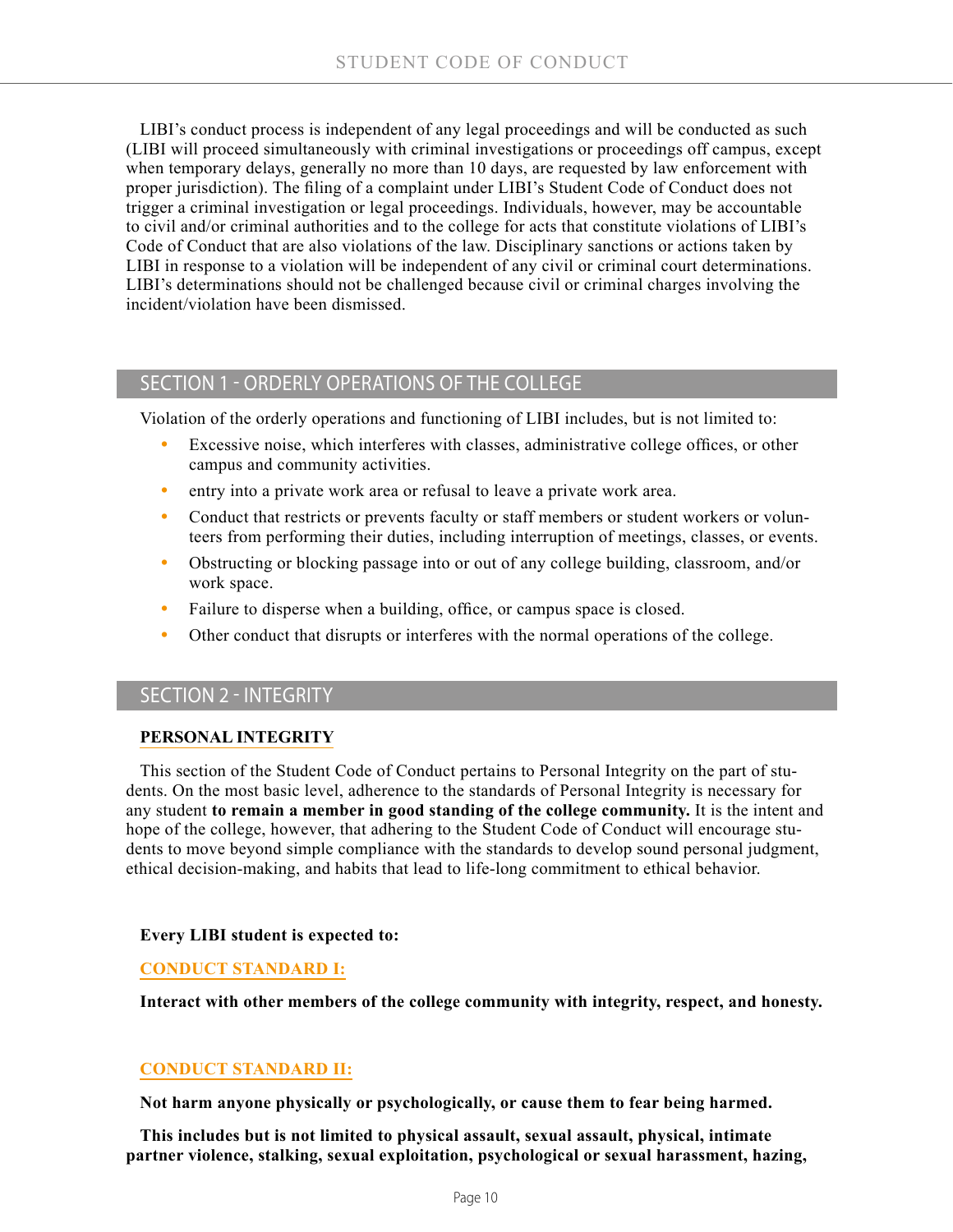LIBI's conduct process is independent of any legal proceedings and will be conducted as such (LIBI will proceed simultaneously with criminal investigations or proceedings off campus, except when temporary delays, generally no more than 10 days, are requested by law enforcement with proper jurisdiction). The filing of a complaint under LIBI's Student Code of Conduct does not trigger a criminal investigation or legal proceedings. Individuals, however, may be accountable to civil and/or criminal authorities and to the college for acts that constitute violations of LIBI's Code of Conduct that are also violations of the law. Disciplinary sanctions or actions taken by LIBI in response to a violation will be independent of any civil or criminal court determinations. LIBI's determinations should not be challenged because civil or criminal charges involving the incident/violation have been dismissed.

## SECTION 1 - ORDERLY OPERATIONS OF THE COLLEGE

Violation of the orderly operations and functioning of LIBI includes, but is not limited to:

- Excessive noise, which interferes with classes, administrative college offices, or other campus and community activities.
- entry into a private work area or refusal to leave a private work area.
- Conduct that restricts or prevents faculty or staff members or student workers or volunteers from performing their duties, including interruption of meetings, classes, or events.
- Obstructing or blocking passage into or out of any college building, classroom, and/or work space.
- Failure to disperse when a building, office, or campus space is closed.
- Other conduct that disrupts or interferes with the normal operations of the college.

## SECTION 2 - INTEGRITY

### PERSONAL INTEGRITY

This section of the Student Code of Conduct pertains to Personal Integrity on the part of students. On the most basic level, adherence to the standards of Personal Integrity is necessary for any student **to remain a member in good standing of the college community.** It is the intent and hope of the college, however, that adhering to the Student Code of Conduct will encourage students to move beyond simple compliance with the standards to develop sound personal judgment, ethical decision-making, and habits that lead to life-long commitment to ethical behavior.

**Every LIBI student is expected to:**

#### CONDUCT STANDARD I:

**Interact with other members of the college community with integrity, respect, and honesty.**

#### CONDUCT STANDARD II:

**Not harm anyone physically or psychologically, or cause them to fear being harmed.**

**This includes but is not limited to physical assault, sexual assault, physical, intimate partner violence, stalking, sexual exploitation, psychological or sexual harassment, hazing,**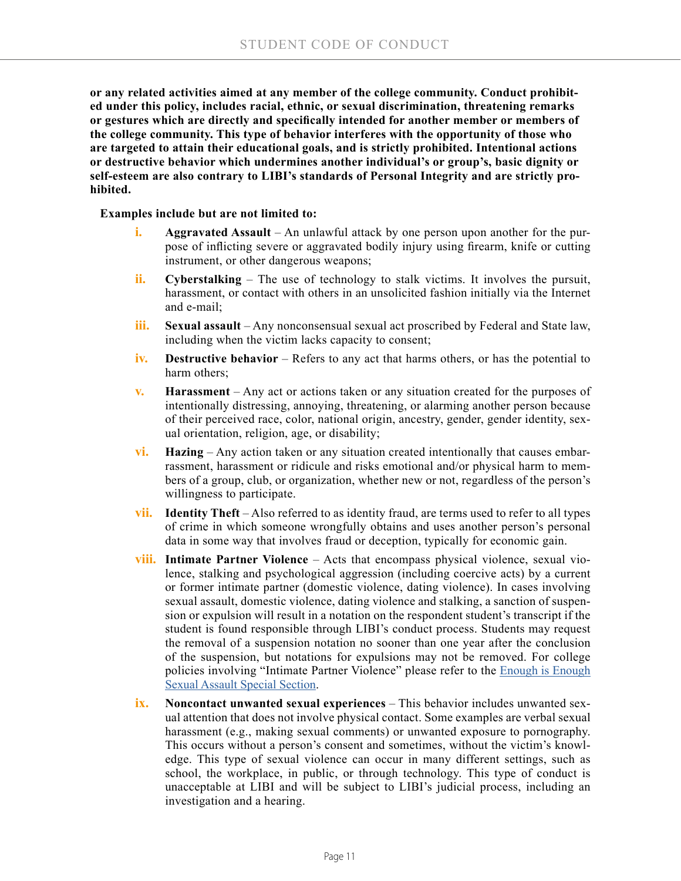**or any related activities aimed at any member of the college community. Conduct prohibited under this policy, includes racial, ethnic, or sexual discrimination, threatening remarks or gestures which are directly and specifically intended for another member or members of the college community. This type of behavior interferes with the opportunity of those who are targeted to attain their educational goals, and is strictly prohibited. Intentional actions or destructive behavior which undermines another individual's or group's, basic dignity or self-esteem are also contrary to LIBI's standards of Personal Integrity and are strictly prohibited.**

**Examples include but are not limited to:**

i. **Aggravated Assault** – An unlawful attack by one person upon another for the purpose of inflicting severe or aggravated bodily injury using firearm, knife or cutting instrument, or other dangerous weapons;

ii. **Cyberstalking** – The use of technology to stalk victims. It involves the pursuit, harassment, or contact with others in an unsolicited fashion initially via the Internet and e-mail;

iii. **Sexual assault** – Any nonconsensual sexual act proscribed by Federal and State law, including when the victim lacks capacity to consent;

iv. **Destructive behavior** – Refers to any act that harms others, or has the potential to harm others;

v. **Harassment** – Any act or actions taken or any situation created for the purposes of intentionally distressing, annoying, threatening, or alarming another person because of their perceived race, color, national origin, ancestry, gender, gender identity, sexual orientation, religion, age, or disability;

vi. **Hazing** – Any action taken or any situation created intentionally that causes embarrassment, harassment or ridicule and risks emotional and/or physical harm to members of a group, club, or organization, whether new or not, regardless of the person's willingness to participate.

vii. **Identity Theft** – Also referred to as identity fraud, are terms used to refer to all types of crime in which someone wrongfully obtains and uses another person's personal data in some way that involves fraud or deception, typically for economic gain.

viii. **Intimate Partner Violence** – Acts that encompass physical violence, sexual violence, stalking and psychological aggression (including coercive acts) by a current or former intimate partner (domestic violence, dating violence). In cases involving sexual assault, domestic violence, dating violence and stalking, a sanction of suspension or expulsion will result in a notation on the respondent student's transcript if the student is found responsible through LIBI's conduct process. Students may request the removal of a suspension notation no sooner than one year after the conclusion of the suspension, but notations for expulsions may not be removed. For college policies involving "Intimate Partner Violence" please refer to the Enough is Enough Sexual Assault Special Section.

ix. **Noncontact unwanted sexual experiences** – This behavior includes unwanted sexual attention that does not involve physical contact. Some examples are verbal sexual harassment (e.g., making sexual comments) or unwanted exposure to pornography. This occurs without a person's consent and sometimes, without the victim's knowledge. This type of sexual violence can occur in many different settings, such as school, the workplace, in public, or through technology. This type of conduct is unacceptable at LIBI and will be subject to LIBI's judicial process, including an investigation and a hearing.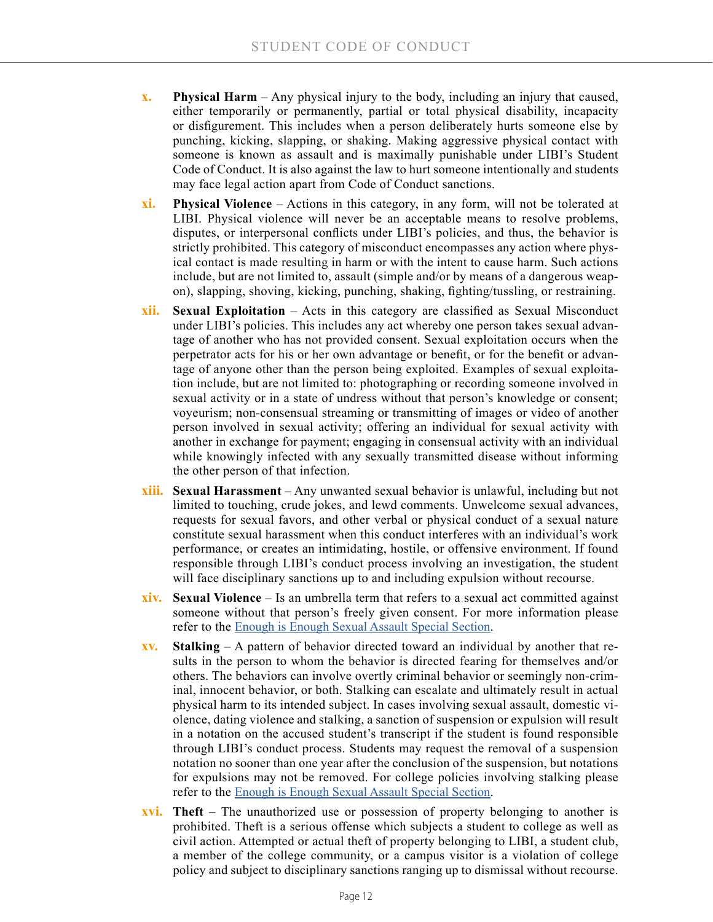x. **Physical Harm** – Any physical injury to the body, including an injury that caused, either temporarily or permanently, partial or total physical disability, incapacity or disfigurement. This includes when a person deliberately hurts someone else by punching, kicking, slapping, or shaking. Making aggressive physical contact with someone is known as assault and is maximally punishable under LIBI's Student Code of Conduct. It is also against the law to hurt someone intentionally and students may face legal action apart from Code of Conduct sanctions.

xi. **Physical Violence** – Actions in this category, in any form, will not be tolerated at LIBI. Physical violence will never be an acceptable means to resolve problems, disputes, or interpersonal conflicts under LIBI's policies, and thus, the behavior is strictly prohibited. This category of misconduct encompasses any action where physical contact is made resulting in harm or with the intent to cause harm. Such actions include, but are not limited to, assault (simple and/or by means of a dangerous weapon), slapping, shoving, kicking, punching, shaking, fighting/tussling, or restraining.

xii. **Sexual Exploitation** – Acts in this category are classified as Sexual Misconduct under LIBI's policies. This includes any act whereby one person takes sexual advantage of another who has not provided consent. Sexual exploitation occurs when the perpetrator acts for his or her own advantage or benefit, or for the benefit or advantage of anyone other than the person being exploited. Examples of sexual exploitation include, but are not limited to: photographing or recording someone involved in sexual activity or in a state of undress without that person's knowledge or consent; voyeurism; non-consensual streaming or transmitting of images or video of another person involved in sexual activity; offering an individual for sexual activity with another in exchange for payment; engaging in consensual activity with an individual while knowingly infected with any sexually transmitted disease without informing the other person of that infection.

xiii. **Sexual Harassment** – Any unwanted sexual behavior is unlawful, including but not limited to touching, crude jokes, and lewd comments. Unwelcome sexual advances, requests for sexual favors, and other verbal or physical conduct of a sexual nature constitute sexual harassment when this conduct interferes with an individual's work performance, or creates an intimidating, hostile, or offensive environment. If found responsible through LIBI's conduct process involving an investigation, the student will face disciplinary sanctions up to and including expulsion without recourse.

xiv. **Sexual Violence** – Is an umbrella term that refers to a sexual act committed against someone without that person's freely given consent. For more information please refer to the Enough is Enough Sexual Assault Special Section.

xv. **Stalking** – A pattern of behavior directed toward an individual by another that results in the person to whom the behavior is directed fearing for themselves and/or others. The behaviors can involve overtly criminal behavior or seemingly non-criminal, innocent behavior, or both. Stalking can escalate and ultimately result in actual physical harm to its intended subject. In cases involving sexual assault, domestic violence, dating violence and stalking, a sanction of suspension or expulsion will result in a notation on the accused student's transcript if the student is found responsible through LIBI's conduct process. Students may request the removal of a suspension notation no sooner than one year after the conclusion of the suspension, but notations for expulsions may not be removed. For college policies involving stalking please refer to the Enough is Enough Sexual Assault Special Section.

xvi. **Theft** – The unauthorized use or possession of property belonging to another is prohibited. Theft is a serious offense which subjects a student to college as well as civil action. Attempted or actual theft of property belonging to LIBI, a student club, a member of the college community, or a campus visitor is a violation of college policy and subject to disciplinary sanctions ranging up to dismissal without recourse.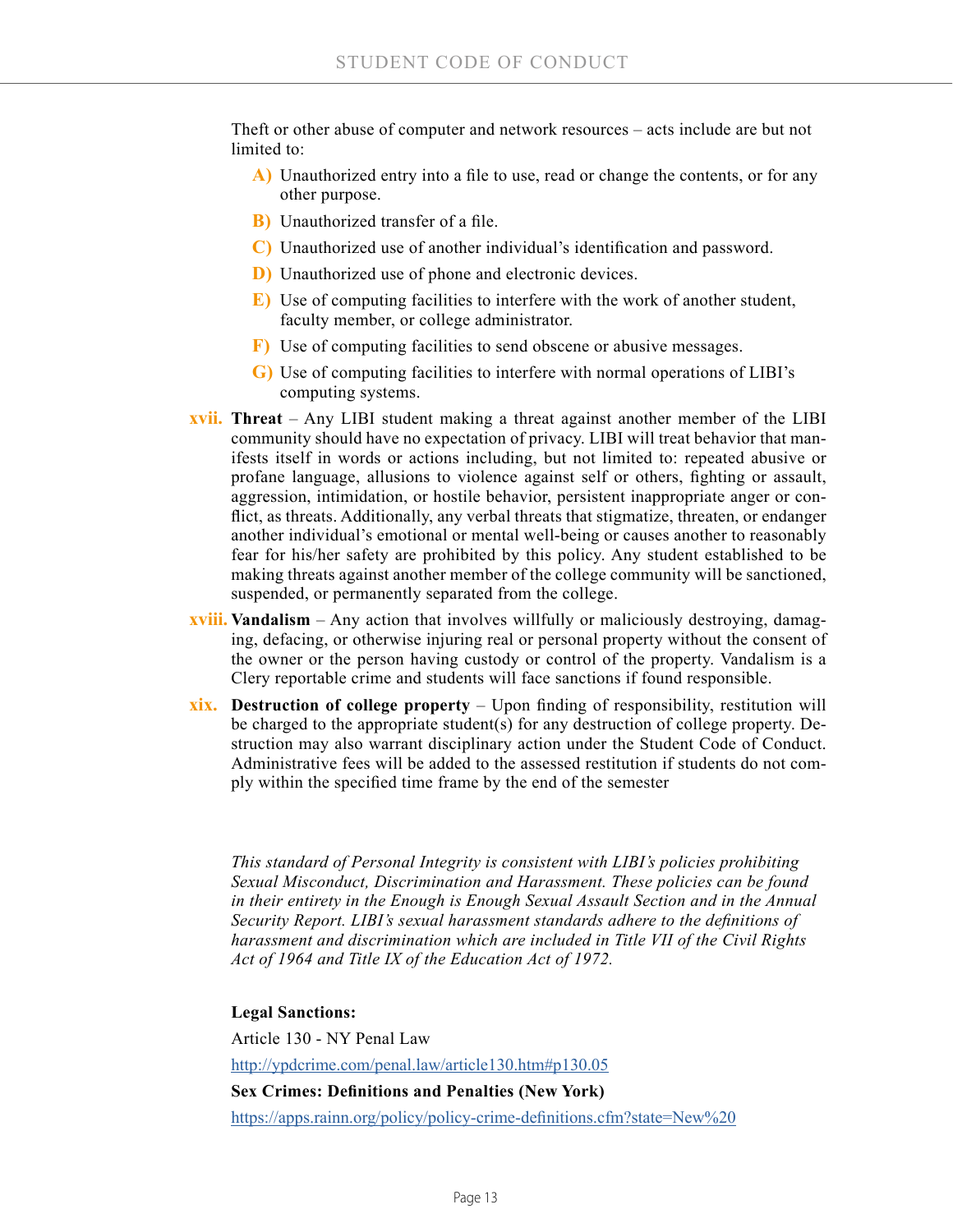Theft or other abuse of computer and network resources – acts include are but not limited to:

- **A)** Unauthorized entry into a file to use, read or change the contents, or for any other purpose.
- **B)** Unauthorized transfer of a file.
- **C)** Unauthorized use of another individual's identification and password.
- **D)** Unauthorized use of phone and electronic devices.
- **E)** Use of computing facilities to interfere with the work of another student, faculty member, or college administrator.
- **F)** Use of computing facilities to send obscene or abusive messages.
- **G)** Use of computing facilities to interfere with normal operations of LIBI's computing systems.

**xvii.** **Threat** – Any LIBI student making a threat against another member of the LIBI community should have no expectation of privacy. LIBI will treat behavior that manifests itself in words or actions including, but not limited to: repeated abusive or profane language, allusions to violence against self or others, fighting or assault, aggression, intimidation, or hostile behavior, persistent inappropriate anger or conflict, as threats. Additionally, any verbal threats that stigmatize, threaten, or endanger another individual's emotional or mental well-being or causes another to reasonably fear for his/her safety are prohibited by this policy. Any student established to be making threats against another member of the college community will be sanctioned, suspended, or permanently separated from the college.

**xviii.** **Vandalism** – Any action that involves willfully or maliciously destroying, damaging, defacing, or otherwise injuring real or personal property without the consent of the owner or the person having custody or control of the property. Vandalism is a Clery reportable crime and students will face sanctions if found responsible.

**xix.** **Destruction of college property** – Upon finding of responsibility, restitution will be charged to the appropriate student(s) for any destruction of college property. Destruction may also warrant disciplinary action under the Student Code of Conduct. Administrative fees will be added to the assessed restitution if students do not comply within the specified time frame by the end of the semester

*This standard of Personal Integrity is consistent with LIBI's policies prohibiting Sexual Misconduct, Discrimination and Harassment. These policies can be found in their entirety in the Enough is Enough Sexual Assault Section and in the Annual Security Report. LIBI's sexual harassment standards adhere to the definitions of harassment and discrimination which are included in Title VII of the Civil Rights Act of 1964 and Title IX of the Education Act of 1972.*

**Legal Sanctions:**

Article 130 - NY Penal Law

http://ypdcrime.com/penal.law/article130.htm#p130.05

**Sex Crimes: Definitions and Penalties (New York)**

https://apps.rainn.org/policy/policy-crime-definitions.cfm?state=New%20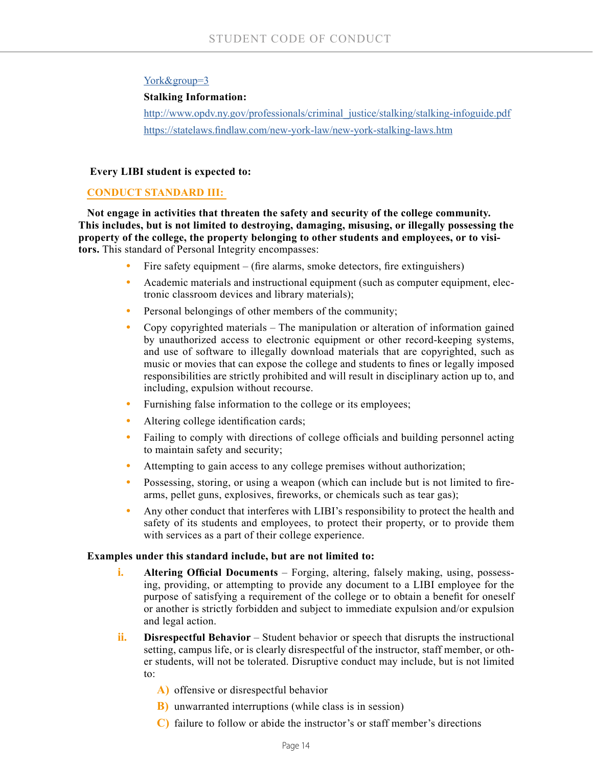[York&group=3](York&group=3)

**Stalking Information:**

[http://www.opdv.ny.gov/professionals/criminal_justice/stalking/stalking-infoguide.pdf](http://www.opdv.ny.gov/professionals/criminal_justice/stalking/stalking-infoguide.pdf)

[https://statelaws.findlaw.com/new-york-law/new-york-stalking-laws.htm](https://statelaws.findlaw.com/new-york-law/new-york-stalking-laws.htm)

**Every LIBI student is expected to:**

## CONDUCT STANDARD III:

**Not engage in activities that threaten the safety and security of the college community. This includes, but is not limited to destroying, damaging, misusing, or illegally possessing the property of the college, the property belonging to other students and employees, or to visitors.** This standard of Personal Integrity encompasses:

- Fire safety equipment – (fire alarms, smoke detectors, fire extinguishers)
- Academic materials and instructional equipment (such as computer equipment, electronic classroom devices and library materials);
- Personal belongings of other members of the community;
- Copy copyrighted materials – The manipulation or alteration of information gained by unauthorized access to electronic equipment or other record-keeping systems, and use of software to illegally download materials that are copyrighted, such as music or movies that can expose the college and students to fines or legally imposed responsibilities are strictly prohibited and will result in disciplinary action up to, and including, expulsion without recourse.
- Furnishing false information to the college or its employees;
- Altering college identification cards;
- Failing to comply with directions of college officials and building personnel acting to maintain safety and security;
- Attempting to gain access to any college premises without authorization;
- Possessing, storing, or using a weapon (which can include but is not limited to firearms, pellet guns, explosives, fireworks, or chemicals such as tear gas);
- Any other conduct that interferes with LIBI's responsibility to protect the health and safety of its students and employees, to protect their property, or to provide them with services as a part of their college experience.

**Examples under this standard include, but are not limited to:**

i. **Altering Official Documents** – Forging, altering, falsely making, using, possessing, providing, or attempting to provide any document to a LIBI employee for the purpose of satisfying a requirement of the college or to obtain a benefit for oneself or another is strictly forbidden and subject to immediate expulsion and/or expulsion and legal action.

ii. **Disrespectful Behavior** – Student behavior or speech that disrupts the instructional setting, campus life, or is clearly disrespectful of the instructor, staff member, or other students, will not be tolerated. Disruptive conduct may include, but is not limited to:

   A) offensive or disrespectful behavior

   B) unwarranted interruptions (while class is in session)

   C) failure to follow or abide the instructor's or staff member's directions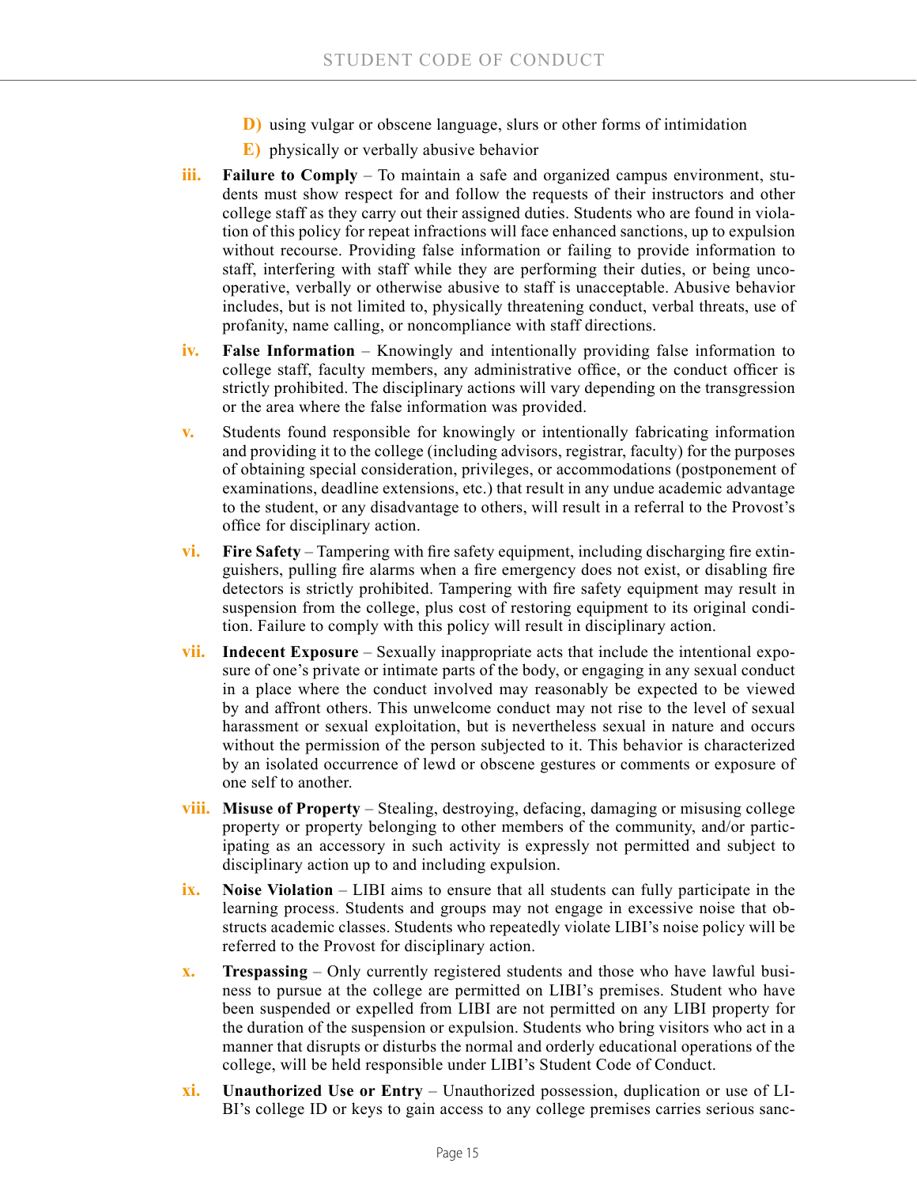D) using vulgar or obscene language, slurs or other forms of intimidation

E) physically or verbally abusive behavior

iii. **Failure to Comply** – To maintain a safe and organized campus environment, students must show respect for and follow the requests of their instructors and other college staff as they carry out their assigned duties. Students who are found in violation of this policy for repeat infractions will face enhanced sanctions, up to expulsion without recourse. Providing false information or failing to provide information to staff, interfering with staff while they are performing their duties, or being uncooperative, verbally or otherwise abusive to staff is unacceptable. Abusive behavior includes, but is not limited to, physically threatening conduct, verbal threats, use of profanity, name calling, or noncompliance with staff directions.

iv. **False Information** – Knowingly and intentionally providing false information to college staff, faculty members, any administrative office, or the conduct officer is strictly prohibited. The disciplinary actions will vary depending on the transgression or the area where the false information was provided.

v. Students found responsible for knowingly or intentionally fabricating information and providing it to the college (including advisors, registrar, faculty) for the purposes of obtaining special consideration, privileges, or accommodations (postponement of examinations, deadline extensions, etc.) that result in any undue academic advantage to the student, or any disadvantage to others, will result in a referral to the Provost's office for disciplinary action.

vi. **Fire Safety** – Tampering with fire safety equipment, including discharging fire extinguishers, pulling fire alarms when a fire emergency does not exist, or disabling fire detectors is strictly prohibited. Tampering with fire safety equipment may result in suspension from the college, plus cost of restoring equipment to its original condition. Failure to comply with this policy will result in disciplinary action.

vii. **Indecent Exposure** – Sexually inappropriate acts that include the intentional exposure of one's private or intimate parts of the body, or engaging in any sexual conduct in a place where the conduct involved may reasonably be expected to be viewed by and affront others. This unwelcome conduct may not rise to the level of sexual harassment or sexual exploitation, but is nevertheless sexual in nature and occurs without the permission of the person subjected to it. This behavior is characterized by an isolated occurrence of lewd or obscene gestures or comments or exposure of one self to another.

viii. **Misuse of Property** – Stealing, destroying, defacing, damaging or misusing college property or property belonging to other members of the community, and/or participating as an accessory in such activity is expressly not permitted and subject to disciplinary action up to and including expulsion.

ix. **Noise Violation** – LIBI aims to ensure that all students can fully participate in the learning process. Students and groups may not engage in excessive noise that obstructs academic classes. Students who repeatedly violate LIBI's noise policy will be referred to the Provost for disciplinary action.

x. **Trespassing** – Only currently registered students and those who have lawful business to pursue at the college are permitted on LIBI's premises. Student who have been suspended or expelled from LIBI are not permitted on any LIBI property for the duration of the suspension or expulsion. Students who bring visitors who act in a manner that disrupts or disturbs the normal and orderly educational operations of the college, will be held responsible under LIBI's Student Code of Conduct.

xi. **Unauthorized Use or Entry** – Unauthorized possession, duplication or use of LIBI's college ID or keys to gain access to any college premises carries serious sanc-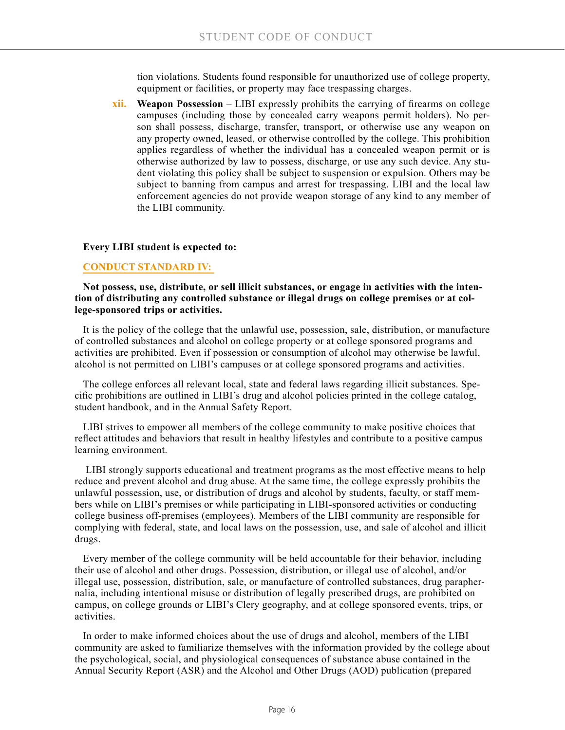tion violations. Students found responsible for unauthorized use of college property, equipment or facilities, or property may face trespassing charges.

xii. **Weapon Possession** – LIBI expressly prohibits the carrying of firearms on college campuses (including those by concealed carry weapons permit holders). No person shall possess, discharge, transfer, transport, or otherwise use any weapon on any property owned, leased, or otherwise controlled by the college. This prohibition applies regardless of whether the individual has a concealed weapon permit or is otherwise authorized by law to possess, discharge, or use any such device. Any student violating this policy shall be subject to suspension or expulsion. Others may be subject to banning from campus and arrest for trespassing. LIBI and the local law enforcement agencies do not provide weapon storage of any kind to any member of the LIBI community.

**Every LIBI student is expected to:**

## CONDUCT STANDARD IV:

**Not possess, use, distribute, or sell illicit substances, or engage in activities with the intention of distributing any controlled substance or illegal drugs on college premises or at college-sponsored trips or activities.**

It is the policy of the college that the unlawful use, possession, sale, distribution, or manufacture of controlled substances and alcohol on college property or at college sponsored programs and activities are prohibited. Even if possession or consumption of alcohol may otherwise be lawful, alcohol is not permitted on LIBI's campuses or at college sponsored programs and activities.

The college enforces all relevant local, state and federal laws regarding illicit substances. Specific prohibitions are outlined in LIBI's drug and alcohol policies printed in the college catalog, student handbook, and in the Annual Safety Report.

LIBI strives to empower all members of the college community to make positive choices that reflect attitudes and behaviors that result in healthy lifestyles and contribute to a positive campus learning environment.

LIBI strongly supports educational and treatment programs as the most effective means to help reduce and prevent alcohol and drug abuse. At the same time, the college expressly prohibits the unlawful possession, use, or distribution of drugs and alcohol by students, faculty, or staff members while on LIBI's premises or while participating in LIBI-sponsored activities or conducting college business off-premises (employees). Members of the LIBI community are responsible for complying with federal, state, and local laws on the possession, use, and sale of alcohol and illicit drugs.

Every member of the college community will be held accountable for their behavior, including their use of alcohol and other drugs. Possession, distribution, or illegal use of alcohol, and/or illegal use, possession, distribution, sale, or manufacture of controlled substances, drug paraphernalia, including intentional misuse or distribution of legally prescribed drugs, are prohibited on campus, on college grounds or LIBI's Clery geography, and at college sponsored events, trips, or activities.

In order to make informed choices about the use of drugs and alcohol, members of the LIBI community are asked to familiarize themselves with the information provided by the college about the psychological, social, and physiological consequences of substance abuse contained in the Annual Security Report (ASR) and the Alcohol and Other Drugs (AOD) publication (prepared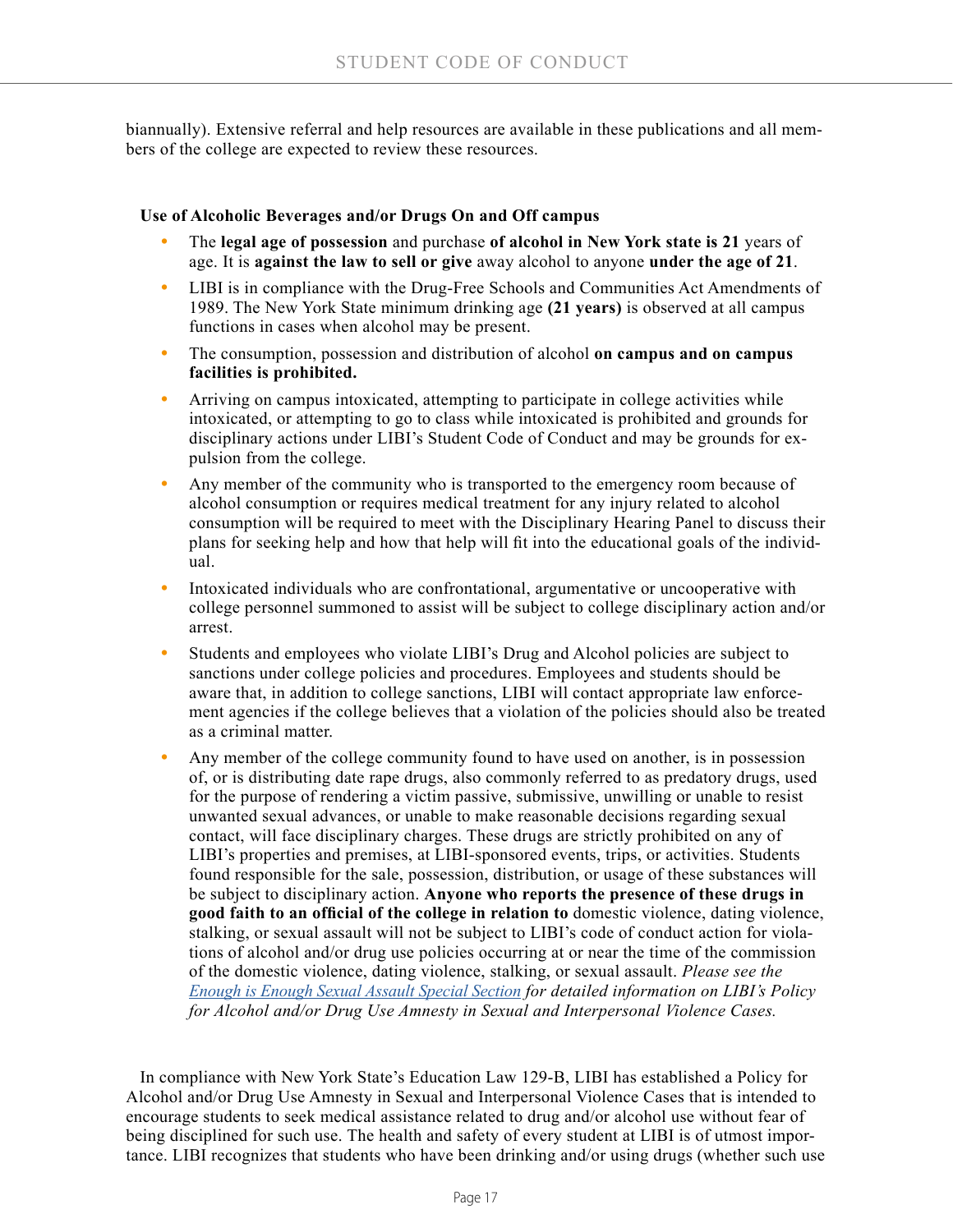biannually). Extensive referral and help resources are available in these publications and all members of the college are expected to review these resources.

**Use of Alcoholic Beverages and/or Drugs On and Off campus**

- The **legal age of possession** and purchase **of alcohol in New York state is 21** years of age. It is **against the law to sell or give** away alcohol to anyone **under the age of 21**.
- LIBI is in compliance with the Drug-Free Schools and Communities Act Amendments of 1989. The New York State minimum drinking age **(21 years)** is observed at all campus functions in cases when alcohol may be present.
- The consumption, possession and distribution of alcohol **on campus and on campus facilities is prohibited.**
- Arriving on campus intoxicated, attempting to participate in college activities while intoxicated, or attempting to go to class while intoxicated is prohibited and grounds for disciplinary actions under LIBI's Student Code of Conduct and may be grounds for expulsion from the college.
- Any member of the community who is transported to the emergency room because of alcohol consumption or requires medical treatment for any injury related to alcohol consumption will be required to meet with the Disciplinary Hearing Panel to discuss their plans for seeking help and how that help will fit into the educational goals of the individual.
- Intoxicated individuals who are confrontational, argumentative or uncooperative with college personnel summoned to assist will be subject to college disciplinary action and/or arrest.
- Students and employees who violate LIBI's Drug and Alcohol policies are subject to sanctions under college policies and procedures. Employees and students should be aware that, in addition to college sanctions, LIBI will contact appropriate law enforcement agencies if the college believes that a violation of the policies should also be treated as a criminal matter.
- Any member of the college community found to have used on another, is in possession of, or is distributing date rape drugs, also commonly referred to as predatory drugs, used for the purpose of rendering a victim passive, submissive, unwilling or unable to resist unwanted sexual advances, or unable to make reasonable decisions regarding sexual contact, will face disciplinary charges. These drugs are strictly prohibited on any of LIBI's properties and premises, at LIBI-sponsored events, trips, or activities. Students found responsible for the sale, possession, distribution, or usage of these substances will be subject to disciplinary action. **Anyone who reports the presence of these drugs in good faith to an official of the college in relation to** domestic violence, dating violence, stalking, or sexual assault will not be subject to LIBI's code of conduct action for violations of alcohol and/or drug use policies occurring at or near the time of the commission of the domestic violence, dating violence, stalking, or sexual assault. *Please see the Enough is Enough Sexual Assault Special Section for detailed information on LIBI's Policy for Alcohol and/or Drug Use Amnesty in Sexual and Interpersonal Violence Cases.*

In compliance with New York State's Education Law 129-B, LIBI has established a Policy for Alcohol and/or Drug Use Amnesty in Sexual and Interpersonal Violence Cases that is intended to encourage students to seek medical assistance related to drug and/or alcohol use without fear of being disciplined for such use. The health and safety of every student at LIBI is of utmost importance. LIBI recognizes that students who have been drinking and/or using drugs (whether such use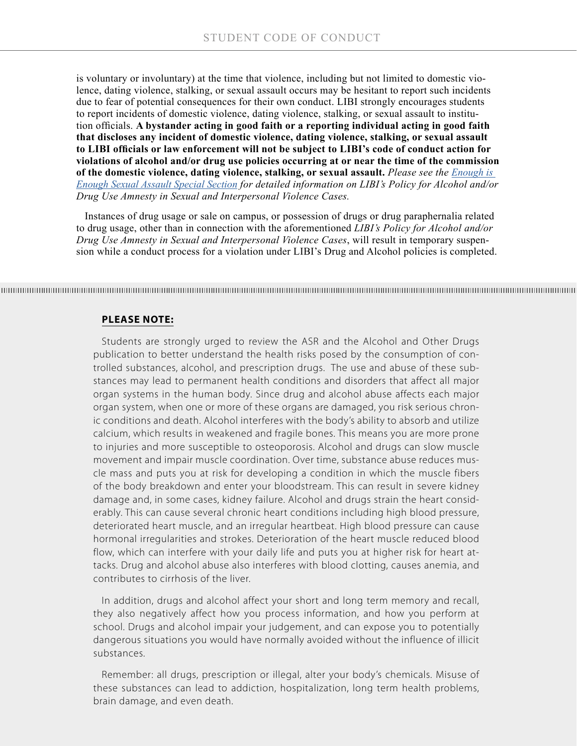is voluntary or involuntary) at the time that violence, including but not limited to domestic violence, dating violence, stalking, or sexual assault occurs may be hesitant to report such incidents due to fear of potential consequences for their own conduct. LIBI strongly encourages students to report incidents of domestic violence, dating violence, stalking, or sexual assault to institution officials. **A bystander acting in good faith or a reporting individual acting in good faith that discloses any incident of domestic violence, dating violence, stalking, or sexual assault to LIBI officials or law enforcement will not be subject to LIBI's code of conduct action for violations of alcohol and/or drug use policies occurring at or near the time of the commission of the domestic violence, dating violence, stalking, or sexual assault.** *Please see the Enough is Enough Sexual Assault Special Section for detailed information on LIBI's Policy for Alcohol and/or Drug Use Amnesty in Sexual and Interpersonal Violence Cases.*

Instances of drug usage or sale on campus, or possession of drugs or drug paraphernalia related to drug usage, other than in connection with the aforementioned *LIBI's Policy for Alcohol and/or Drug Use Amnesty in Sexual and Interpersonal Violence Cases*, will result in temporary suspension while a conduct process for a violation under LIBI's Drug and Alcohol policies is completed.

**PLEASE NOTE:**

Students are strongly urged to review the ASR and the Alcohol and Other Drugs publication to better understand the health risks posed by the consumption of controlled substances, alcohol, and prescription drugs. The use and abuse of these substances may lead to permanent health conditions and disorders that affect all major organ systems in the human body. Since drug and alcohol abuse affects each major organ system, when one or more of these organs are damaged, you risk serious chronic conditions and death. Alcohol interferes with the body's ability to absorb and utilize calcium, which results in weakened and fragile bones. This means you are more prone to injuries and more susceptible to osteoporosis. Alcohol and drugs can slow muscle movement and impair muscle coordination. Over time, substance abuse reduces muscle mass and puts you at risk for developing a condition in which the muscle fibers of the body breakdown and enter your bloodstream. This can result in severe kidney damage and, in some cases, kidney failure. Alcohol and drugs strain the heart considerably. This can cause several chronic heart conditions including high blood pressure, deteriorated heart muscle, and an irregular heartbeat. High blood pressure can cause hormonal irregularities and strokes. Deterioration of the heart muscle reduced blood flow, which can interfere with your daily life and puts you at higher risk for heart attacks. Drug and alcohol abuse also interferes with blood clotting, causes anemia, and contributes to cirrhosis of the liver.

In addition, drugs and alcohol affect your short and long term memory and recall, they also negatively affect how you process information, and how you perform at school. Drugs and alcohol impair your judgement, and can expose you to potentially dangerous situations you would have normally avoided without the influence of illicit substances.

Remember: all drugs, prescription or illegal, alter your body's chemicals. Misuse of these substances can lead to addiction, hospitalization, long term health problems, brain damage, and even death.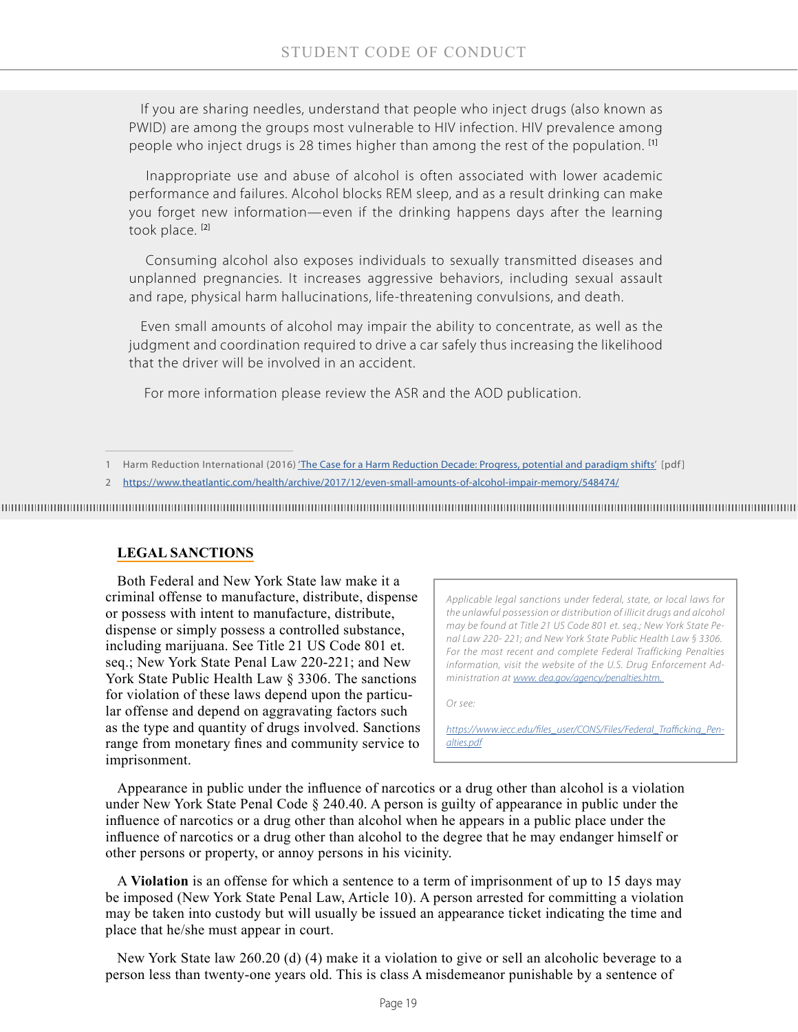If you are sharing needles, understand that people who inject drugs (also known as PWID) are among the groups most vulnerable to HIV infection. HIV prevalence among people who inject drugs is 28 times higher than among the rest of the population. [1]

Inappropriate use and abuse of alcohol is often associated with lower academic performance and failures. Alcohol blocks REM sleep, and as a result drinking can make you forget new information—even if the drinking happens days after the learning took place. [2]

Consuming alcohol also exposes individuals to sexually transmitted diseases and unplanned pregnancies. It increases aggressive behaviors, including sexual assault and rape, physical harm hallucinations, life-threatening convulsions, and death.

Even small amounts of alcohol may impair the ability to concentrate, as well as the judgment and coordination required to drive a car safely thus increasing the likelihood that the driver will be involved in an accident.

For more information please review the ASR and the AOD publication.

1 Harm Reduction International (2016) 'The Case for a Harm Reduction Decade: Progress, potential and paradigm shifts' [pdf]

2 https://www.theatlantic.com/health/archive/2017/12/even-small-amounts-of-alcohol-impair-memory/548474/

## LEGAL SANCTIONS

Both Federal and New York State law make it a criminal offense to manufacture, distribute, dispense or possess with intent to manufacture, distribute, dispense or simply possess a controlled substance, including marijuana. See Title 21 US Code 801 et. seq.; New York State Penal Law 220-221; and New York State Public Health Law § 3306. The sanctions for violation of these laws depend upon the particular offense and depend on aggravating factors such as the type and quantity of drugs involved. Sanctions range from monetary fines and community service to imprisonment.

*Applicable legal sanctions under federal, state, or local laws for the unlawful possession or distribution of illicit drugs and alcohol may be found at Title 21 US Code 801 et. seq.; New York State Penal Law 220- 221; and New York State Public Health Law § 3306. For the most recent and complete Federal Trafficking Penalties information, visit the website of the U.S. Drug Enforcement Administration at www. dea.gov/agency/penalties.htm.*

*Or see:*

*https://www.iecc.edu/files_user/CONS/Files/Federal_Trafficking_Penalties.pdf*

Appearance in public under the influence of narcotics or a drug other than alcohol is a violation under New York State Penal Code § 240.40. A person is guilty of appearance in public under the influence of narcotics or a drug other than alcohol when he appears in a public place under the influence of narcotics or a drug other than alcohol to the degree that he may endanger himself or other persons or property, or annoy persons in his vicinity.

A **Violation** is an offense for which a sentence to a term of imprisonment of up to 15 days may be imposed (New York State Penal Law, Article 10). A person arrested for committing a violation may be taken into custody but will usually be issued an appearance ticket indicating the time and place that he/she must appear in court.

New York State law 260.20 (d) (4) make it a violation to give or sell an alcoholic beverage to a person less than twenty-one years old. This is class A misdemeanor punishable by a sentence of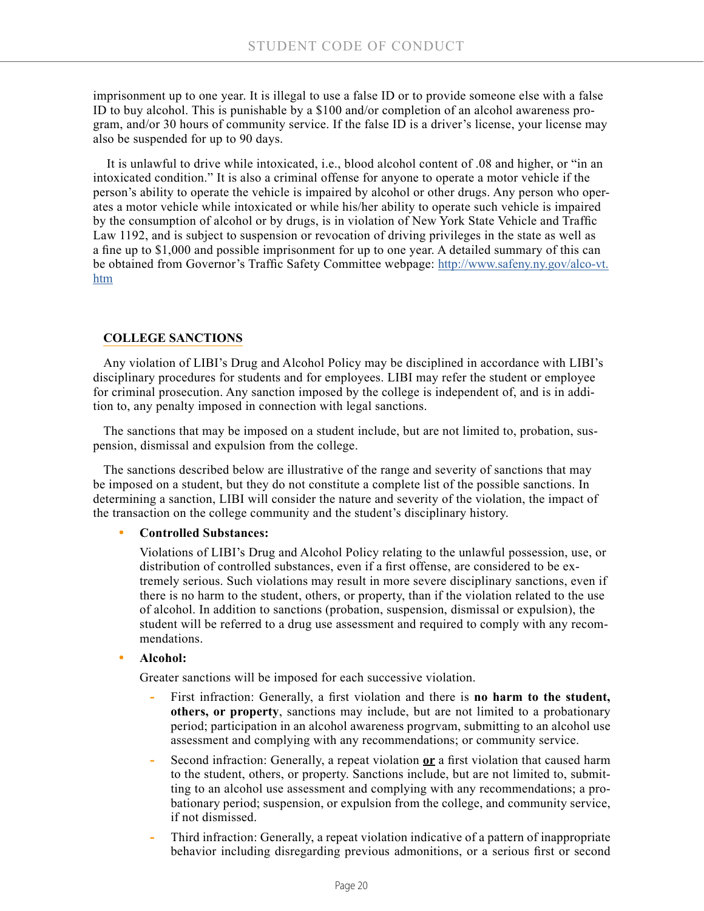imprisonment up to one year. It is illegal to use a false ID or to provide someone else with a false ID to buy alcohol. This is punishable by a $100 and/or completion of an alcohol awareness program, and/or 30 hours of community service. If the false ID is a driver's license, your license may also be suspended for up to 90 days.

It is unlawful to drive while intoxicated, i.e., blood alcohol content of .08 and higher, or "in an intoxicated condition." It is also a criminal offense for anyone to operate a motor vehicle if the person's ability to operate the vehicle is impaired by alcohol or other drugs. Any person who operates a motor vehicle while intoxicated or while his/her ability to operate such vehicle is impaired by the consumption of alcohol or by drugs, is in violation of New York State Vehicle and Traffic Law 1192, and is subject to suspension or revocation of driving privileges in the state as well as a fine up to $1,000 and possible imprisonment for up to one year. A detailed summary of this can be obtained from Governor's Traffic Safety Committee webpage: http://www.safeny.ny.gov/alco-vt.htm

## COLLEGE SANCTIONS

Any violation of LIBI's Drug and Alcohol Policy may be disciplined in accordance with LIBI's disciplinary procedures for students and for employees. LIBI may refer the student or employee for criminal prosecution. Any sanction imposed by the college is independent of, and is in addition to, any penalty imposed in connection with legal sanctions.

The sanctions that may be imposed on a student include, but are not limited to, probation, suspension, dismissal and expulsion from the college.

The sanctions described below are illustrative of the range and severity of sanctions that may be imposed on a student, but they do not constitute a complete list of the possible sanctions. In determining a sanction, LIBI will consider the nature and severity of the violation, the impact of the transaction on the college community and the student's disciplinary history.

- **Controlled Substances:**

  Violations of LIBI's Drug and Alcohol Policy relating to the unlawful possession, use, or distribution of controlled substances, even if a first offense, are considered to be extremely serious. Such violations may result in more severe disciplinary sanctions, even if there is no harm to the student, others, or property, than if the violation related to the use of alcohol. In addition to sanctions (probation, suspension, dismissal or expulsion), the student will be referred to a drug use assessment and required to comply with any recommendations.

- **Alcohol:**

  Greater sanctions will be imposed for each successive violation.

  - First infraction: Generally, a first violation and there is **no harm to the student, others, or property**, sanctions may include, but are not limited to a probationary period; participation in an alcohol awareness progrvam, submitting to an alcohol use assessment and complying with any recommendations; or community service.
  - Second infraction: Generally, a repeat violation ***or*** a first violation that caused harm to the student, others, or property. Sanctions include, but are not limited to, submitting to an alcohol use assessment and complying with any recommendations; a probationary period; suspension, or expulsion from the college, and community service, if not dismissed.
  - Third infraction: Generally, a repeat violation indicative of a pattern of inappropriate behavior including disregarding previous admonitions, or a serious first or second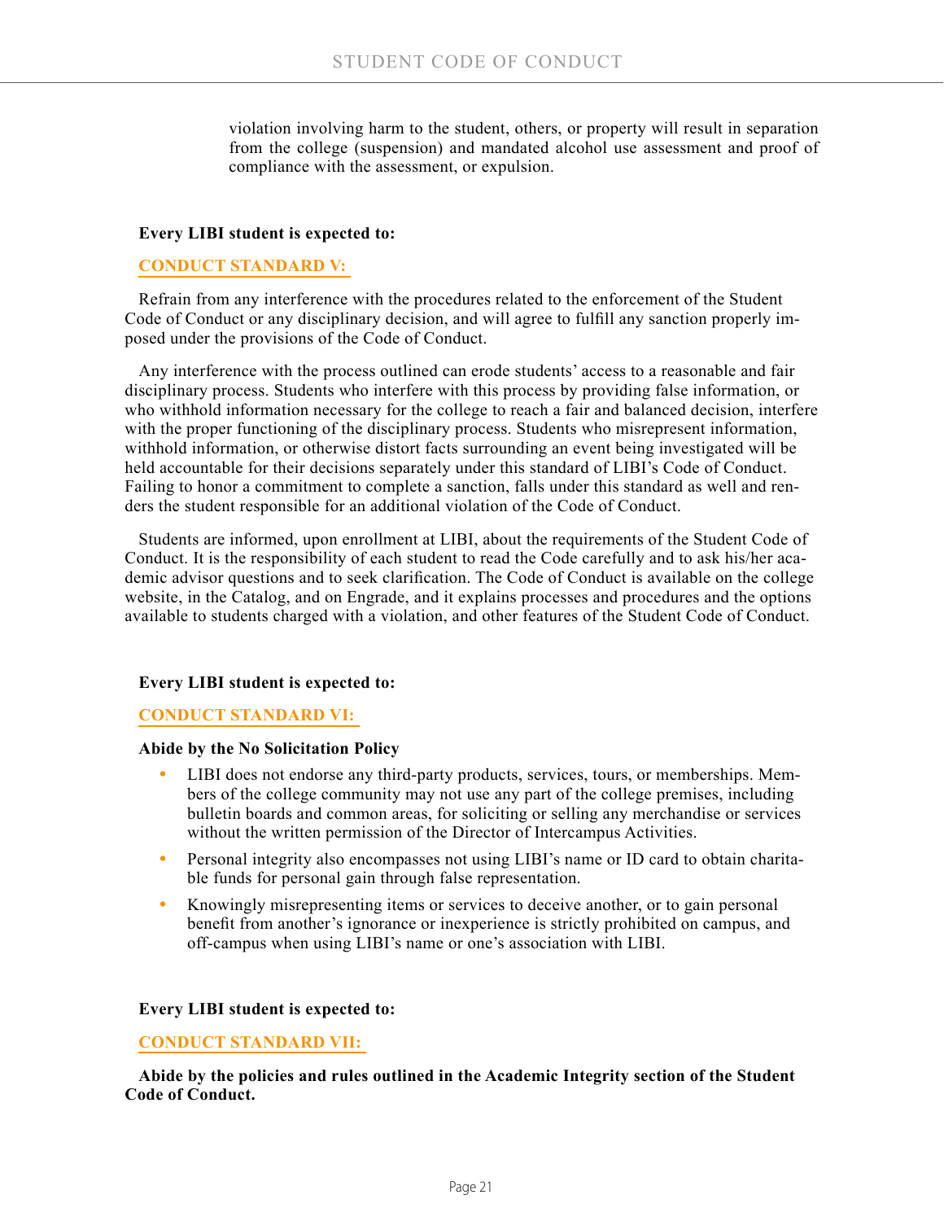violation involving harm to the student, others, or property will result in separation from the college (suspension) and mandated alcohol use assessment and proof of compliance with the assessment, or expulsion.

**Every LIBI student is expected to:**

## CONDUCT STANDARD V:

Refrain from any interference with the procedures related to the enforcement of the Student Code of Conduct or any disciplinary decision, and will agree to fulfill any sanction properly imposed under the provisions of the Code of Conduct.

Any interference with the process outlined can erode students' access to a reasonable and fair disciplinary process. Students who interfere with this process by providing false information, or who withhold information necessary for the college to reach a fair and balanced decision, interfere with the proper functioning of the disciplinary process. Students who misrepresent information, withhold information, or otherwise distort facts surrounding an event being investigated will be held accountable for their decisions separately under this standard of LIBI's Code of Conduct. Failing to honor a commitment to complete a sanction, falls under this standard as well and renders the student responsible for an additional violation of the Code of Conduct.

Students are informed, upon enrollment at LIBI, about the requirements of the Student Code of Conduct. It is the responsibility of each student to read the Code carefully and to ask his/her academic advisor questions and to seek clarification. The Code of Conduct is available on the college website, in the Catalog, and on Engrade, and it explains processes and procedures and the options available to students charged with a violation, and other features of the Student Code of Conduct.

**Every LIBI student is expected to:**

## CONDUCT STANDARD VI:

**Abide by the No Solicitation Policy**

- LIBI does not endorse any third-party products, services, tours, or memberships. Members of the college community may not use any part of the college premises, including bulletin boards and common areas, for soliciting or selling any merchandise or services without the written permission of the Director of Intercampus Activities.
- Personal integrity also encompasses not using LIBI's name or ID card to obtain charitable funds for personal gain through false representation.
- Knowingly misrepresenting items or services to deceive another, or to gain personal benefit from another's ignorance or inexperience is strictly prohibited on campus, and off-campus when using LIBI's name or one's association with LIBI.

**Every LIBI student is expected to:**

## CONDUCT STANDARD VII:

**Abide by the policies and rules outlined in the Academic Integrity section of the Student Code of Conduct.**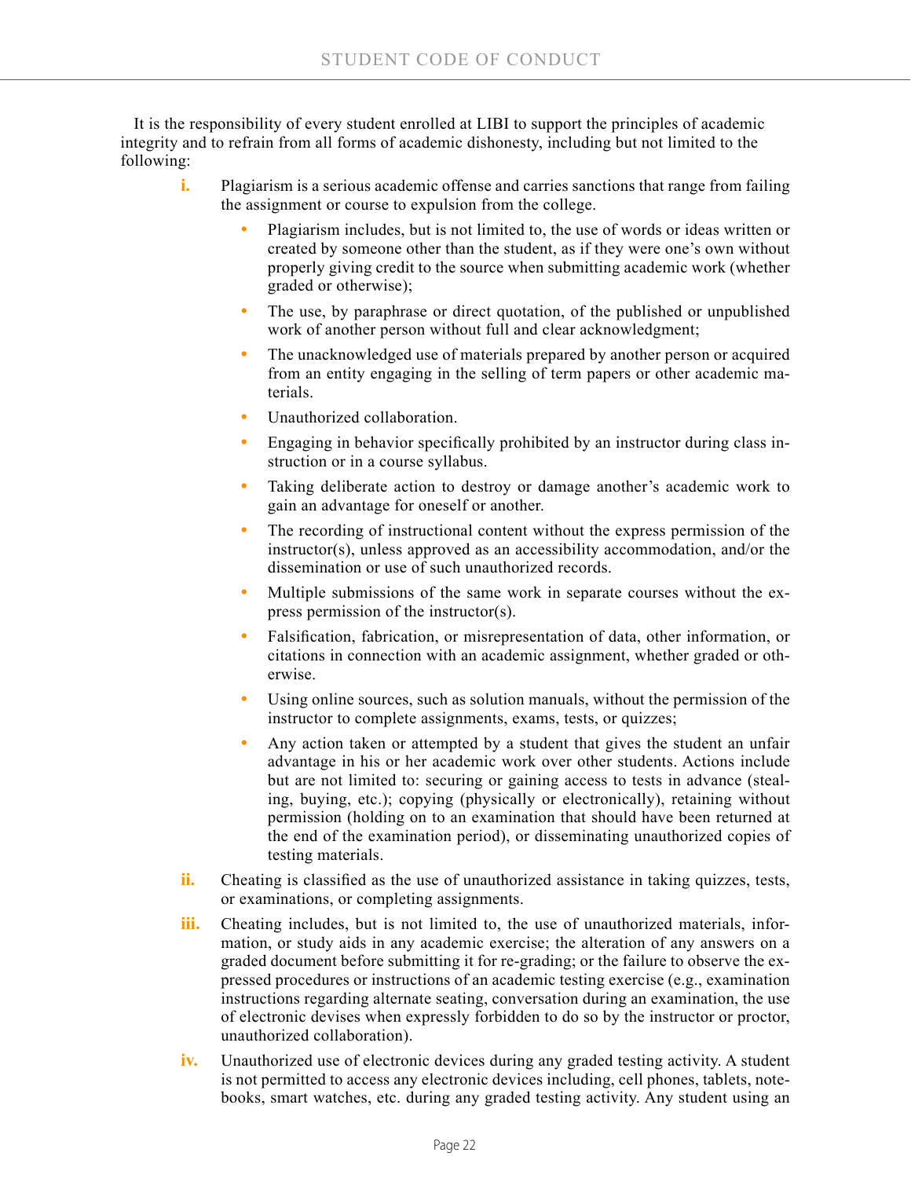It is the responsibility of every student enrolled at LIBI to support the principles of academic integrity and to refrain from all forms of academic dishonesty, including but not limited to the following:

i. Plagiarism is a serious academic offense and carries sanctions that range from failing the assignment or course to expulsion from the college.

   - Plagiarism includes, but is not limited to, the use of words or ideas written or created by someone other than the student, as if they were one's own without properly giving credit to the source when submitting academic work (whether graded or otherwise);
   - The use, by paraphrase or direct quotation, of the published or unpublished work of another person without full and clear acknowledgment;
   - The unacknowledged use of materials prepared by another person or acquired from an entity engaging in the selling of term papers or other academic materials.
   - Unauthorized collaboration.
   - Engaging in behavior specifically prohibited by an instructor during class instruction or in a course syllabus.
   - Taking deliberate action to destroy or damage another's academic work to gain an advantage for oneself or another.
   - The recording of instructional content without the express permission of the instructor(s), unless approved as an accessibility accommodation, and/or the dissemination or use of such unauthorized records.
   - Multiple submissions of the same work in separate courses without the express permission of the instructor(s).
   - Falsification, fabrication, or misrepresentation of data, other information, or citations in connection with an academic assignment, whether graded or otherwise.
   - Using online sources, such as solution manuals, without the permission of the instructor to complete assignments, exams, tests, or quizzes;
   - Any action taken or attempted by a student that gives the student an unfair advantage in his or her academic work over other students. Actions include but are not limited to: securing or gaining access to tests in advance (stealing, buying, etc.); copying (physically or electronically), retaining without permission (holding on to an examination that should have been returned at the end of the examination period), or disseminating unauthorized copies of testing materials.

ii. Cheating is classified as the use of unauthorized assistance in taking quizzes, tests, or examinations, or completing assignments.

iii. Cheating includes, but is not limited to, the use of unauthorized materials, information, or study aids in any academic exercise; the alteration of any answers on a graded document before submitting it for re-grading; or the failure to observe the expressed procedures or instructions of an academic testing exercise (e.g., examination instructions regarding alternate seating, conversation during an examination, the use of electronic devises when expressly forbidden to do so by the instructor or proctor, unauthorized collaboration).

iv. Unauthorized use of electronic devices during any graded testing activity. A student is not permitted to access any electronic devices including, cell phones, tablets, notebooks, smart watches, etc. during any graded testing activity. Any student using an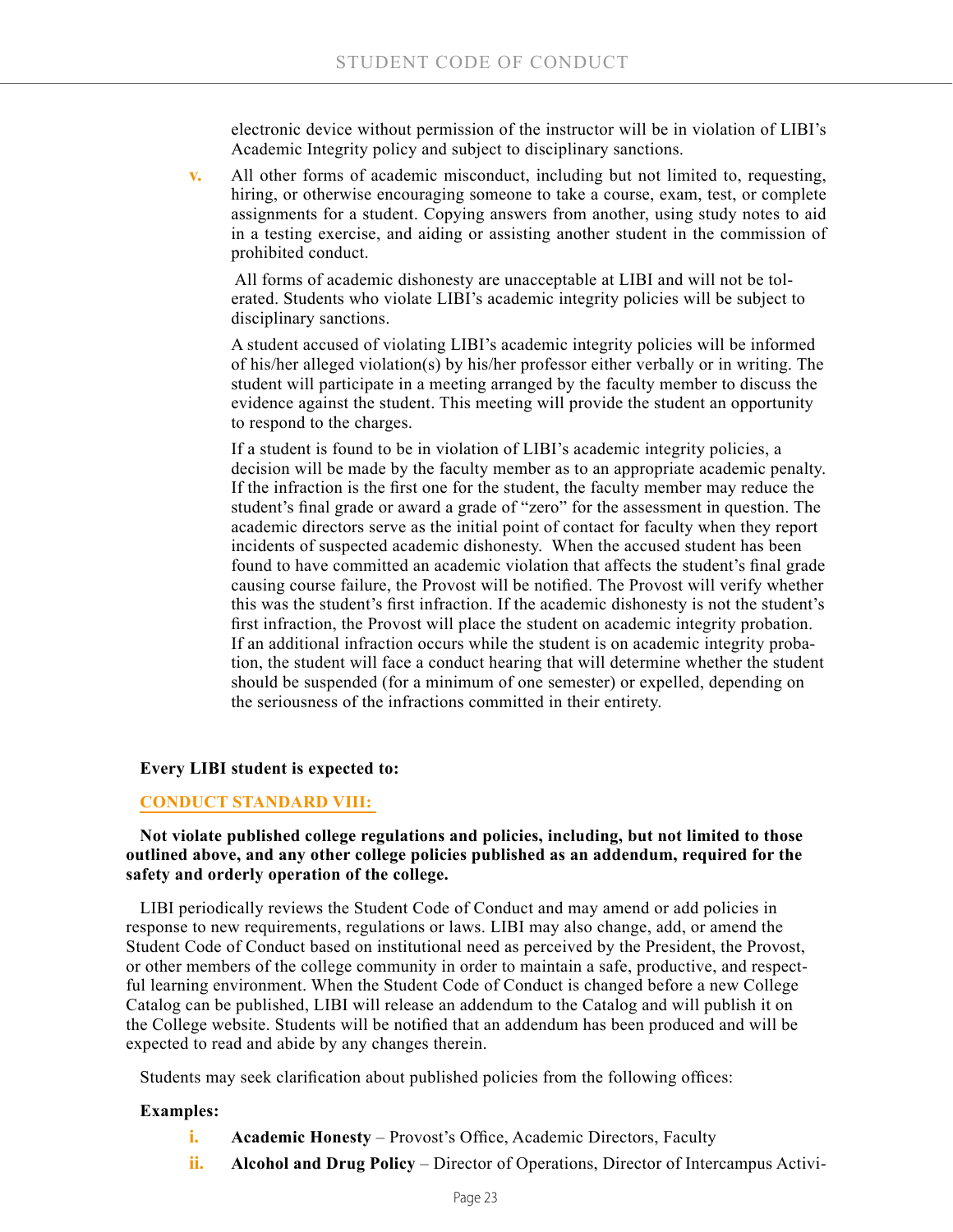electronic device without permission of the instructor will be in violation of LIBI's Academic Integrity policy and subject to disciplinary sanctions.

**v.** All other forms of academic misconduct, including but not limited to, requesting, hiring, or otherwise encouraging someone to take a course, exam, test, or complete assignments for a student. Copying answers from another, using study notes to aid in a testing exercise, and aiding or assisting another student in the commission of prohibited conduct.

All forms of academic dishonesty are unacceptable at LIBI and will not be tolerated. Students who violate LIBI's academic integrity policies will be subject to disciplinary sanctions.

A student accused of violating LIBI's academic integrity policies will be informed of his/her alleged violation(s) by his/her professor either verbally or in writing. The student will participate in a meeting arranged by the faculty member to discuss the evidence against the student. This meeting will provide the student an opportunity to respond to the charges.

If a student is found to be in violation of LIBI's academic integrity policies, a decision will be made by the faculty member as to an appropriate academic penalty. If the infraction is the first one for the student, the faculty member may reduce the student's final grade or award a grade of "zero" for the assessment in question. The academic directors serve as the initial point of contact for faculty when they report incidents of suspected academic dishonesty. When the accused student has been found to have committed an academic violation that affects the student's final grade causing course failure, the Provost will be notified. The Provost will verify whether this was the student's first infraction. If the academic dishonesty is not the student's first infraction, the Provost will place the student on academic integrity probation. If an additional infraction occurs while the student is on academic integrity probation, the student will face a conduct hearing that will determine whether the student should be suspended (for a minimum of one semester) or expelled, depending on the seriousness of the infractions committed in their entirety.

**Every LIBI student is expected to:**

## CONDUCT STANDARD VIII:

**Not violate published college regulations and policies, including, but not limited to those outlined above, and any other college policies published as an addendum, required for the safety and orderly operation of the college.**

LIBI periodically reviews the Student Code of Conduct and may amend or add policies in response to new requirements, regulations or laws. LIBI may also change, add, or amend the Student Code of Conduct based on institutional need as perceived by the President, the Provost, or other members of the college community in order to maintain a safe, productive, and respectful learning environment. When the Student Code of Conduct is changed before a new College Catalog can be published, LIBI will release an addendum to the Catalog and will publish it on the College website. Students will be notified that an addendum has been produced and will be expected to read and abide by any changes therein.

Students may seek clarification about published policies from the following offices:

**Examples:**

**i.** **Academic Honesty** – Provost's Office, Academic Directors, Faculty

**ii.** **Alcohol and Drug Policy** – Director of Operations, Director of Intercampus Activi-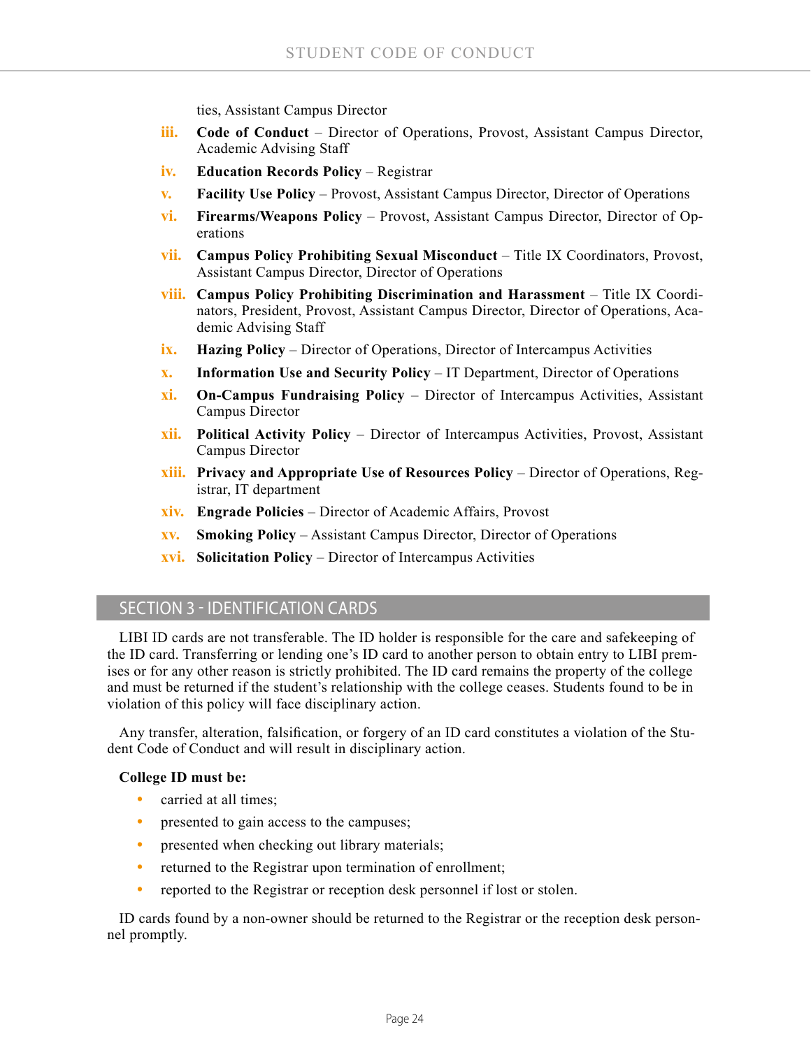ties, Assistant Campus Director

iii. **Code of Conduct** – Director of Operations, Provost, Assistant Campus Director, Academic Advising Staff

iv. **Education Records Policy** – Registrar

v. **Facility Use Policy** – Provost, Assistant Campus Director, Director of Operations

vi. **Firearms/Weapons Policy** – Provost, Assistant Campus Director, Director of Operations

vii. **Campus Policy Prohibiting Sexual Misconduct** – Title IX Coordinators, Provost, Assistant Campus Director, Director of Operations

viii. **Campus Policy Prohibiting Discrimination and Harassment** – Title IX Coordinators, President, Provost, Assistant Campus Director, Director of Operations, Academic Advising Staff

ix. **Hazing Policy** – Director of Operations, Director of Intercampus Activities

x. **Information Use and Security Policy** – IT Department, Director of Operations

xi. **On-Campus Fundraising Policy** – Director of Intercampus Activities, Assistant Campus Director

xii. **Political Activity Policy** – Director of Intercampus Activities, Provost, Assistant Campus Director

xiii. **Privacy and Appropriate Use of Resources Policy** – Director of Operations, Registrar, IT department

xiv. **Engrade Policies** – Director of Academic Affairs, Provost

xv. **Smoking Policy** – Assistant Campus Director, Director of Operations

xvi. **Solicitation Policy** – Director of Intercampus Activities

## SECTION 3 - IDENTIFICATION CARDS

LIBI ID cards are not transferable. The ID holder is responsible for the care and safekeeping of the ID card. Transferring or lending one's ID card to another person to obtain entry to LIBI premises or for any other reason is strictly prohibited. The ID card remains the property of the college and must be returned if the student's relationship with the college ceases. Students found to be in violation of this policy will face disciplinary action.

Any transfer, alteration, falsification, or forgery of an ID card constitutes a violation of the Student Code of Conduct and will result in disciplinary action.

**College ID must be:**

- carried at all times;
- presented to gain access to the campuses;
- presented when checking out library materials;
- returned to the Registrar upon termination of enrollment;
- reported to the Registrar or reception desk personnel if lost or stolen.

ID cards found by a non-owner should be returned to the Registrar or the reception desk personnel promptly.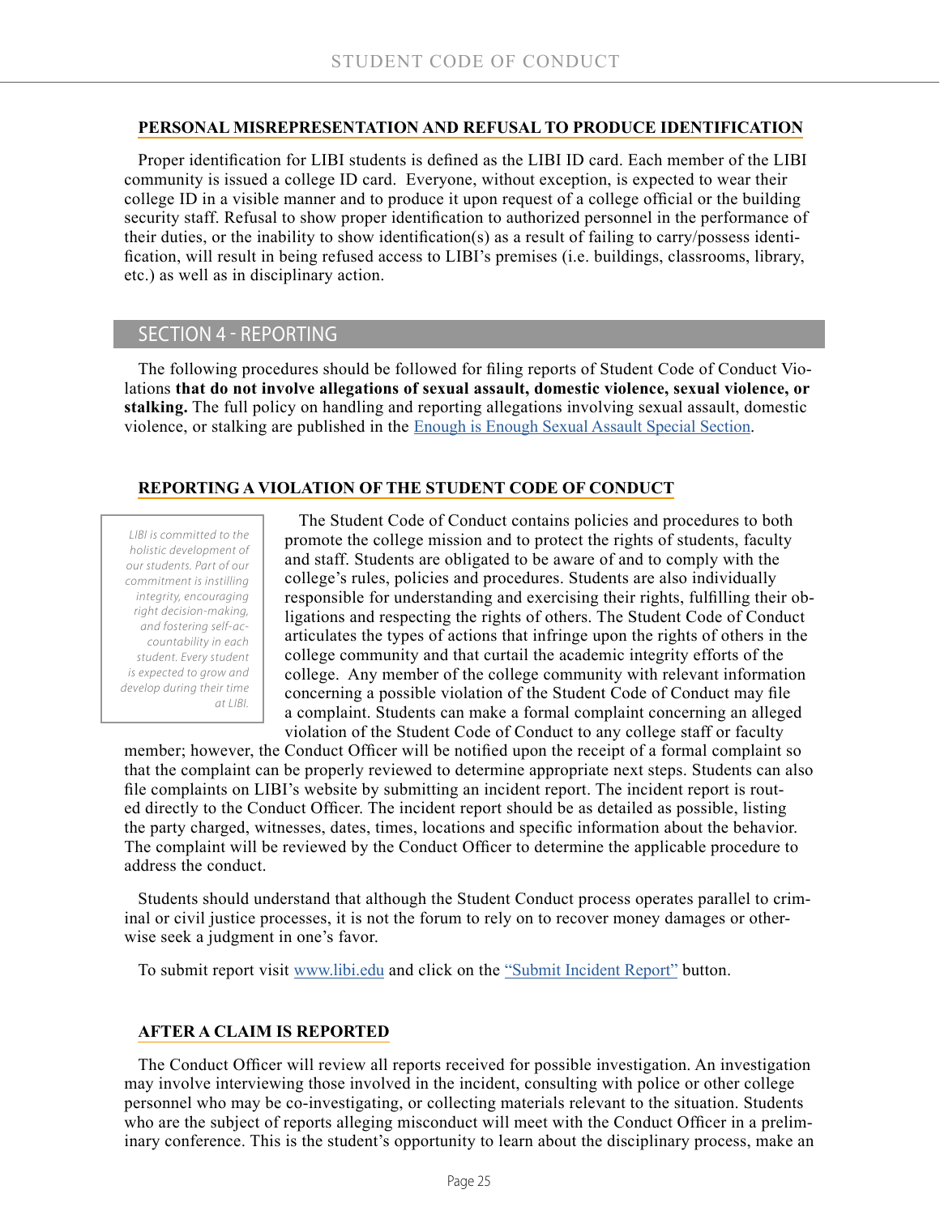### PERSONAL MISREPRESENTATION AND REFUSAL TO PRODUCE IDENTIFICATION

Proper identification for LIBI students is defined as the LIBI ID card. Each member of the LIBI community is issued a college ID card. Everyone, without exception, is expected to wear their college ID in a visible manner and to produce it upon request of a college official or the building security staff. Refusal to show proper identification to authorized personnel in the performance of their duties, or the inability to show identification(s) as a result of failing to carry/possess identification, will result in being refused access to LIBI's premises (i.e. buildings, classrooms, library, etc.) as well as in disciplinary action.

## SECTION 4 - REPORTING

The following procedures should be followed for filing reports of Student Code of Conduct Violations **that do not involve allegations of sexual assault, domestic violence, sexual violence, or stalking.** The full policy on handling and reporting allegations involving sexual assault, domestic violence, or stalking are published in the Enough is Enough Sexual Assault Special Section.

### REPORTING A VIOLATION OF THE STUDENT CODE OF CONDUCT

*LIBI is committed to the holistic development of our students. Part of our commitment is instilling integrity, encouraging right decision-making, and fostering self-accountability in each student. Every student is expected to grow and develop during their time at LIBI.*

The Student Code of Conduct contains policies and procedures to both promote the college mission and to protect the rights of students, faculty and staff. Students are obligated to be aware of and to comply with the college's rules, policies and procedures. Students are also individually responsible for understanding and exercising their rights, fulfilling their obligations and respecting the rights of others. The Student Code of Conduct articulates the types of actions that infringe upon the rights of others in the college community and that curtail the academic integrity efforts of the college. Any member of the college community with relevant information concerning a possible violation of the Student Code of Conduct may file a complaint. Students can make a formal complaint concerning an alleged violation of the Student Code of Conduct to any college staff or faculty member; however, the Conduct Officer will be notified upon the receipt of a formal complaint so that the complaint can be properly reviewed to determine appropriate next steps. Students can also file complaints on LIBI's website by submitting an incident report. The incident report is routed directly to the Conduct Officer. The incident report should be as detailed as possible, listing the party charged, witnesses, dates, times, locations and specific information about the behavior. The complaint will be reviewed by the Conduct Officer to determine the applicable procedure to address the conduct.

Students should understand that although the Student Conduct process operates parallel to criminal or civil justice processes, it is not the forum to rely on to recover money damages or otherwise seek a judgment in one's favor.

To submit report visit www.libi.edu and click on the "Submit Incident Report" button.

### AFTER A CLAIM IS REPORTED

The Conduct Officer will review all reports received for possible investigation. An investigation may involve interviewing those involved in the incident, consulting with police or other college personnel who may be co-investigating, or collecting materials relevant to the situation. Students who are the subject of reports alleging misconduct will meet with the Conduct Officer in a preliminary conference. This is the student's opportunity to learn about the disciplinary process, make an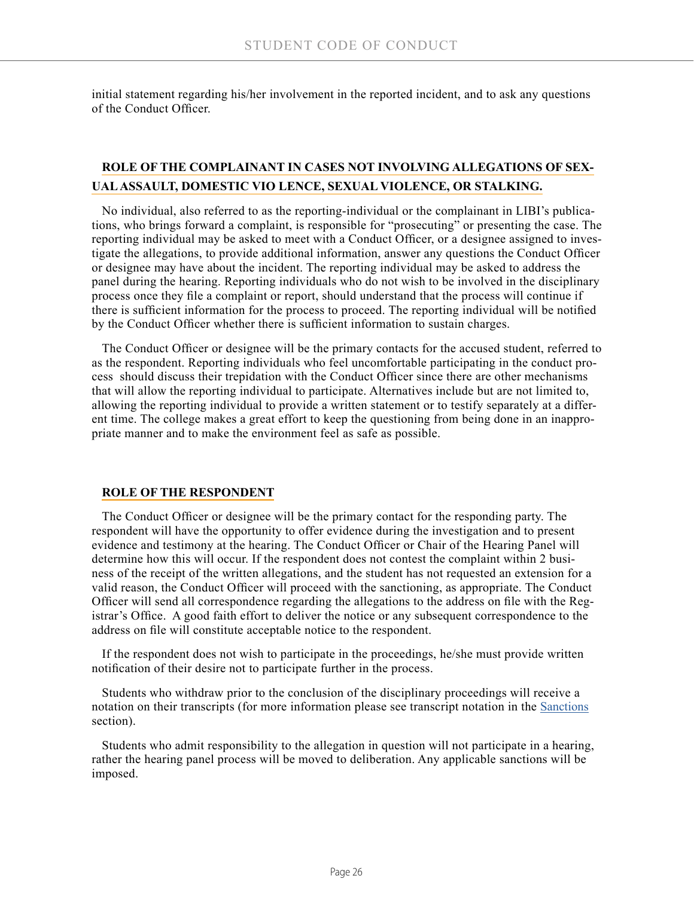initial statement regarding his/her involvement in the reported incident, and to ask any questions of the Conduct Officer.

## ROLE OF THE COMPLAINANT IN CASES NOT INVOLVING ALLEGATIONS OF SEXUAL ASSAULT, DOMESTIC VIO LENCE, SEXUAL VIOLENCE, OR STALKING.

No individual, also referred to as the reporting-individual or the complainant in LIBI's publications, who brings forward a complaint, is responsible for "prosecuting" or presenting the case. The reporting individual may be asked to meet with a Conduct Officer, or a designee assigned to investigate the allegations, to provide additional information, answer any questions the Conduct Officer or designee may have about the incident. The reporting individual may be asked to address the panel during the hearing. Reporting individuals who do not wish to be involved in the disciplinary process once they file a complaint or report, should understand that the process will continue if there is sufficient information for the process to proceed. The reporting individual will be notified by the Conduct Officer whether there is sufficient information to sustain charges.

The Conduct Officer or designee will be the primary contacts for the accused student, referred to as the respondent. Reporting individuals who feel uncomfortable participating in the conduct process should discuss their trepidation with the Conduct Officer since there are other mechanisms that will allow the reporting individual to participate. Alternatives include but are not limited to, allowing the reporting individual to provide a written statement or to testify separately at a different time. The college makes a great effort to keep the questioning from being done in an inappropriate manner and to make the environment feel as safe as possible.

## ROLE OF THE RESPONDENT

The Conduct Officer or designee will be the primary contact for the responding party. The respondent will have the opportunity to offer evidence during the investigation and to present evidence and testimony at the hearing. The Conduct Officer or Chair of the Hearing Panel will determine how this will occur. If the respondent does not contest the complaint within 2 business of the receipt of the written allegations, and the student has not requested an extension for a valid reason, the Conduct Officer will proceed with the sanctioning, as appropriate. The Conduct Officer will send all correspondence regarding the allegations to the address on file with the Registrar's Office. A good faith effort to deliver the notice or any subsequent correspondence to the address on file will constitute acceptable notice to the respondent.

If the respondent does not wish to participate in the proceedings, he/she must provide written notification of their desire not to participate further in the process.

Students who withdraw prior to the conclusion of the disciplinary proceedings will receive a notation on their transcripts (for more information please see transcript notation in the Sanctions section).

Students who admit responsibility to the allegation in question will not participate in a hearing, rather the hearing panel process will be moved to deliberation. Any applicable sanctions will be imposed.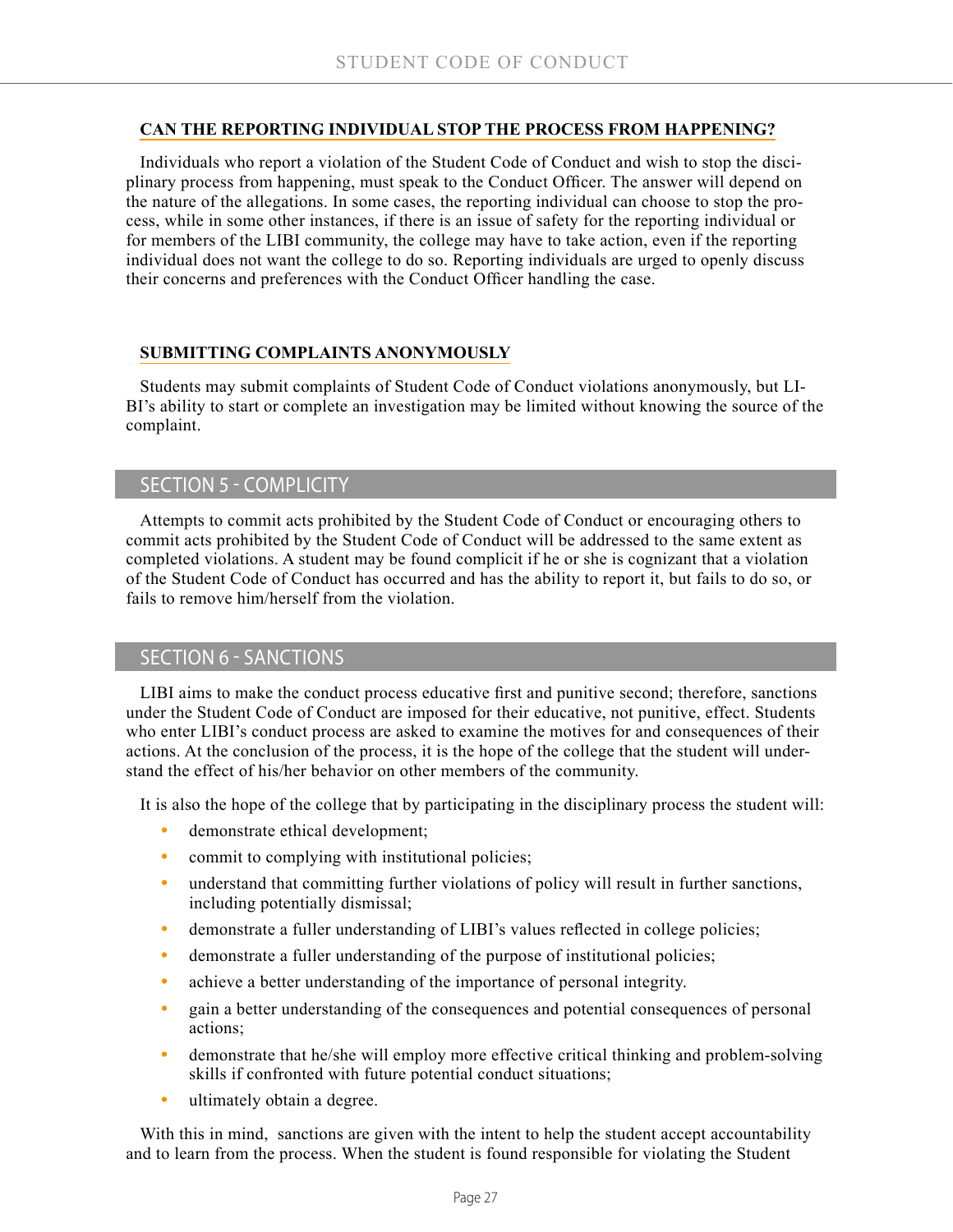### CAN THE REPORTING INDIVIDUAL STOP THE PROCESS FROM HAPPENING?

Individuals who report a violation of the Student Code of Conduct and wish to stop the disciplinary process from happening, must speak to the Conduct Officer. The answer will depend on the nature of the allegations. In some cases, the reporting individual can choose to stop the process, while in some other instances, if there is an issue of safety for the reporting individual or for members of the LIBI community, the college may have to take action, even if the reporting individual does not want the college to do so. Reporting individuals are urged to openly discuss their concerns and preferences with the Conduct Officer handling the case.

### SUBMITTING COMPLAINTS ANONYMOUSLY

Students may submit complaints of Student Code of Conduct violations anonymously, but LIBI's ability to start or complete an investigation may be limited without knowing the source of the complaint.

## SECTION 5 - COMPLICITY

Attempts to commit acts prohibited by the Student Code of Conduct or encouraging others to commit acts prohibited by the Student Code of Conduct will be addressed to the same extent as completed violations. A student may be found complicit if he or she is cognizant that a violation of the Student Code of Conduct has occurred and has the ability to report it, but fails to do so, or fails to remove him/herself from the violation.

## SECTION 6 - SANCTIONS

LIBI aims to make the conduct process educative first and punitive second; therefore, sanctions under the Student Code of Conduct are imposed for their educative, not punitive, effect. Students who enter LIBI's conduct process are asked to examine the motives for and consequences of their actions. At the conclusion of the process, it is the hope of the college that the student will understand the effect of his/her behavior on other members of the community.

It is also the hope of the college that by participating in the disciplinary process the student will:

- demonstrate ethical development;
- commit to complying with institutional policies;
- understand that committing further violations of policy will result in further sanctions, including potentially dismissal;
- demonstrate a fuller understanding of LIBI's values reflected in college policies;
- demonstrate a fuller understanding of the purpose of institutional policies;
- achieve a better understanding of the importance of personal integrity.
- gain a better understanding of the consequences and potential consequences of personal actions;
- demonstrate that he/she will employ more effective critical thinking and problem-solving skills if confronted with future potential conduct situations;
- ultimately obtain a degree.

With this in mind, sanctions are given with the intent to help the student accept accountability and to learn from the process. When the student is found responsible for violating the Student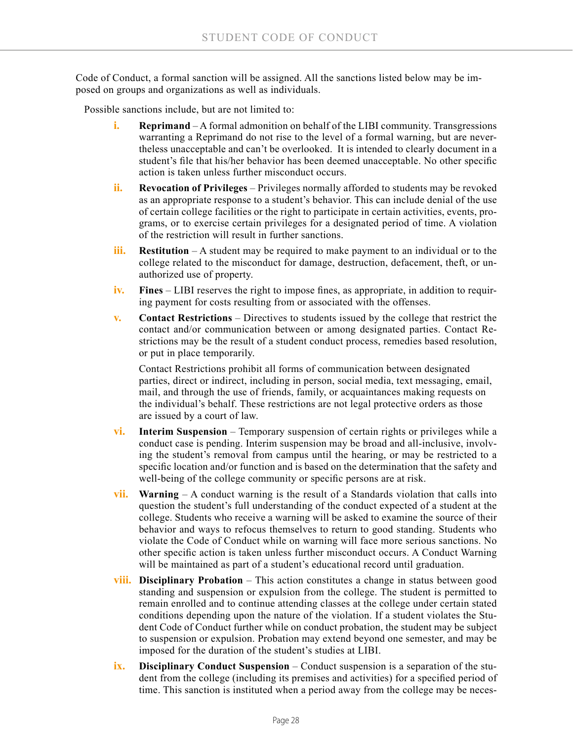Code of Conduct, a formal sanction will be assigned. All the sanctions listed below may be imposed on groups and organizations as well as individuals.

Possible sanctions include, but are not limited to:

i. **Reprimand** – A formal admonition on behalf of the LIBI community. Transgressions warranting a Reprimand do not rise to the level of a formal warning, but are nevertheless unacceptable and can't be overlooked. It is intended to clearly document in a student's file that his/her behavior has been deemed unacceptable. No other specific action is taken unless further misconduct occurs.

ii. **Revocation of Privileges** – Privileges normally afforded to students may be revoked as an appropriate response to a student's behavior. This can include denial of the use of certain college facilities or the right to participate in certain activities, events, programs, or to exercise certain privileges for a designated period of time. A violation of the restriction will result in further sanctions.

iii. **Restitution** – A student may be required to make payment to an individual or to the college related to the misconduct for damage, destruction, defacement, theft, or unauthorized use of property.

iv. **Fines** – LIBI reserves the right to impose fines, as appropriate, in addition to requiring payment for costs resulting from or associated with the offenses.

v. **Contact Restrictions** – Directives to students issued by the college that restrict the contact and/or communication between or among designated parties. Contact Restrictions may be the result of a student conduct process, remedies based resolution, or put in place temporarily.

   Contact Restrictions prohibit all forms of communication between designated parties, direct or indirect, including in person, social media, text messaging, email, mail, and through the use of friends, family, or acquaintances making requests on the individual's behalf. These restrictions are not legal protective orders as those are issued by a court of law.

vi. **Interim Suspension** – Temporary suspension of certain rights or privileges while a conduct case is pending. Interim suspension may be broad and all-inclusive, involving the student's removal from campus until the hearing, or may be restricted to a specific location and/or function and is based on the determination that the safety and well-being of the college community or specific persons are at risk.

vii. **Warning** – A conduct warning is the result of a Standards violation that calls into question the student's full understanding of the conduct expected of a student at the college. Students who receive a warning will be asked to examine the source of their behavior and ways to refocus themselves to return to good standing. Students who violate the Code of Conduct while on warning will face more serious sanctions. No other specific action is taken unless further misconduct occurs. A Conduct Warning will be maintained as part of a student's educational record until graduation.

viii. **Disciplinary Probation** – This action constitutes a change in status between good standing and suspension or expulsion from the college. The student is permitted to remain enrolled and to continue attending classes at the college under certain stated conditions depending upon the nature of the violation. If a student violates the Student Code of Conduct further while on conduct probation, the student may be subject to suspension or expulsion. Probation may extend beyond one semester, and may be imposed for the duration of the student's studies at LIBI.

ix. **Disciplinary Conduct Suspension** – Conduct suspension is a separation of the student from the college (including its premises and activities) for a specified period of time. This sanction is instituted when a period away from the college may be neces-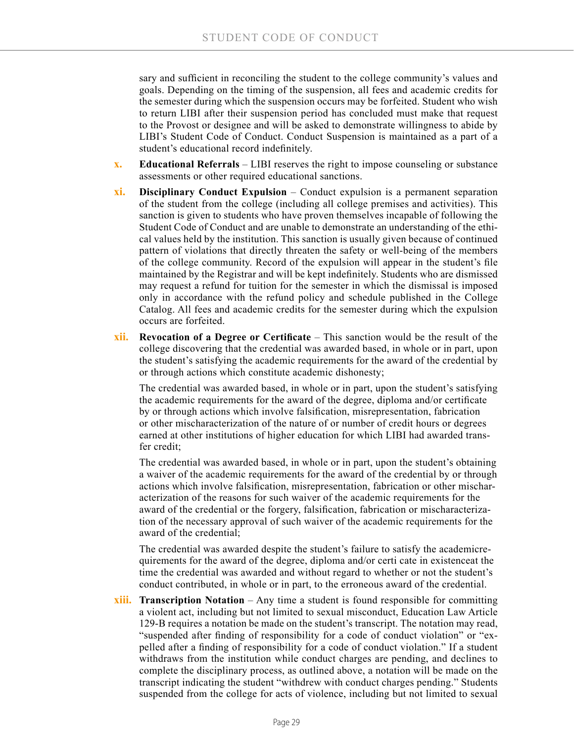sary and sufficient in reconciling the student to the college community's values and goals. Depending on the timing of the suspension, all fees and academic credits for the semester during which the suspension occurs may be forfeited. Student who wish to return LIBI after their suspension period has concluded must make that request to the Provost or designee and will be asked to demonstrate willingness to abide by LIBI's Student Code of Conduct. Conduct Suspension is maintained as a part of a student's educational record indefinitely.

x. **Educational Referrals** – LIBI reserves the right to impose counseling or substance assessments or other required educational sanctions.

xi. **Disciplinary Conduct Expulsion** – Conduct expulsion is a permanent separation of the student from the college (including all college premises and activities). This sanction is given to students who have proven themselves incapable of following the Student Code of Conduct and are unable to demonstrate an understanding of the ethical values held by the institution. This sanction is usually given because of continued pattern of violations that directly threaten the safety or well-being of the members of the college community. Record of the expulsion will appear in the student's file maintained by the Registrar and will be kept indefinitely. Students who are dismissed may request a refund for tuition for the semester in which the dismissal is imposed only in accordance with the refund policy and schedule published in the College Catalog. All fees and academic credits for the semester during which the expulsion occurs are forfeited.

xii. **Revocation of a Degree or Certificate** – This sanction would be the result of the college discovering that the credential was awarded based, in whole or in part, upon the student's satisfying the academic requirements for the award of the credential by or through actions which constitute academic dishonesty;

The credential was awarded based, in whole or in part, upon the student's satisfying the academic requirements for the award of the degree, diploma and/or certificate by or through actions which involve falsification, misrepresentation, fabrication or other mischaracterization of the nature of or number of credit hours or degrees earned at other institutions of higher education for which LIBI had awarded transfer credit;

The credential was awarded based, in whole or in part, upon the student's obtaining a waiver of the academic requirements for the award of the credential by or through actions which involve falsification, misrepresentation, fabrication or other mischaracterization of the reasons for such waiver of the academic requirements for the award of the credential or the forgery, falsification, fabrication or mischaracterization of the necessary approval of such waiver of the academic requirements for the award of the credential;

The credential was awarded despite the student's failure to satisfy the academicrequirements for the award of the degree, diploma and/or certi cate in existenceat the time the credential was awarded and without regard to whether or not the student's conduct contributed, in whole or in part, to the erroneous award of the credential.

xiii. **Transcription Notation** – Any time a student is found responsible for committing a violent act, including but not limited to sexual misconduct, Education Law Article 129-B requires a notation be made on the student's transcript. The notation may read, "suspended after finding of responsibility for a code of conduct violation" or "expelled after a finding of responsibility for a code of conduct violation." If a student withdraws from the institution while conduct charges are pending, and declines to complete the disciplinary process, as outlined above, a notation will be made on the transcript indicating the student "withdrew with conduct charges pending." Students suspended from the college for acts of violence, including but not limited to sexual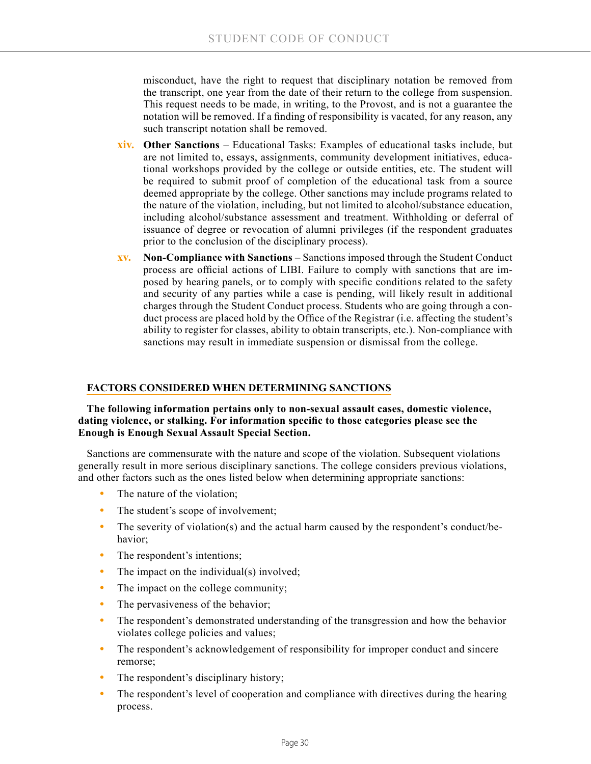misconduct, have the right to request that disciplinary notation be removed from the transcript, one year from the date of their return to the college from suspension. This request needs to be made, in writing, to the Provost, and is not a guarantee the notation will be removed. If a finding of responsibility is vacated, for any reason, any such transcript notation shall be removed.

**xiv.** **Other Sanctions** – Educational Tasks: Examples of educational tasks include, but are not limited to, essays, assignments, community development initiatives, educational workshops provided by the college or outside entities, etc. The student will be required to submit proof of completion of the educational task from a source deemed appropriate by the college. Other sanctions may include programs related to the nature of the violation, including, but not limited to alcohol/substance education, including alcohol/substance assessment and treatment. Withholding or deferral of issuance of degree or revocation of alumni privileges (if the respondent graduates prior to the conclusion of the disciplinary process).

**xv.** **Non-Compliance with Sanctions** – Sanctions imposed through the Student Conduct process are official actions of LIBI. Failure to comply with sanctions that are imposed by hearing panels, or to comply with specific conditions related to the safety and security of any parties while a case is pending, will likely result in additional charges through the Student Conduct process. Students who are going through a conduct process are placed hold by the Office of the Registrar (i.e. affecting the student's ability to register for classes, ability to obtain transcripts, etc.). Non-compliance with sanctions may result in immediate suspension or dismissal from the college.

## FACTORS CONSIDERED WHEN DETERMINING SANCTIONS

**The following information pertains only to non-sexual assault cases, domestic violence, dating violence, or stalking. For information specific to those categories please see the Enough is Enough Sexual Assault Special Section.**

Sanctions are commensurate with the nature and scope of the violation. Subsequent violations generally result in more serious disciplinary sanctions. The college considers previous violations, and other factors such as the ones listed below when determining appropriate sanctions:

- The nature of the violation;
- The student's scope of involvement;
- The severity of violation(s) and the actual harm caused by the respondent's conduct/behavior;
- The respondent's intentions;
- The impact on the individual(s) involved;
- The impact on the college community;
- The pervasiveness of the behavior;
- The respondent's demonstrated understanding of the transgression and how the behavior violates college policies and values;
- The respondent's acknowledgement of responsibility for improper conduct and sincere remorse;
- The respondent's disciplinary history;
- The respondent's level of cooperation and compliance with directives during the hearing process.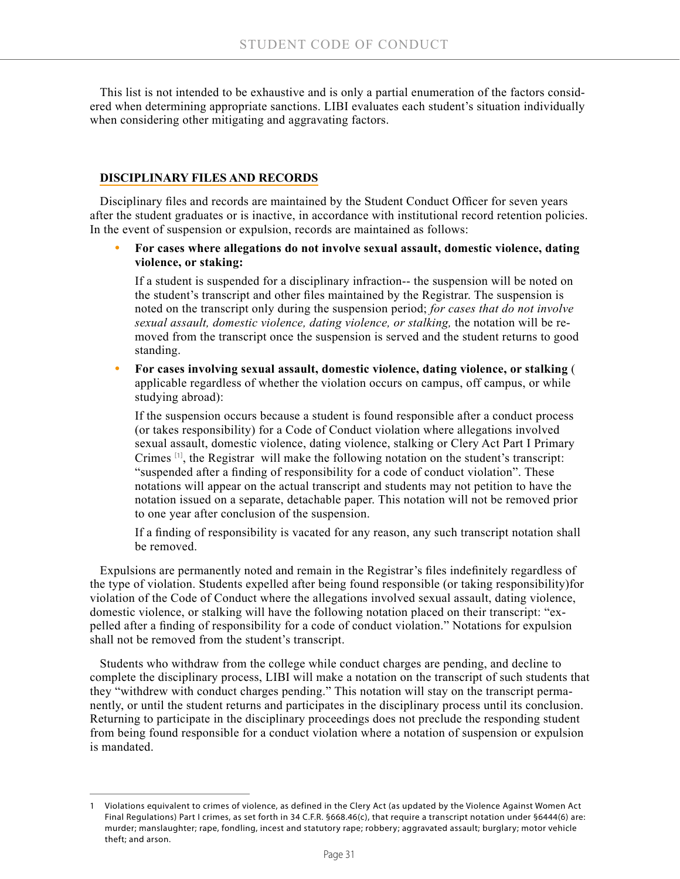This list is not intended to be exhaustive and is only a partial enumeration of the factors considered when determining appropriate sanctions. LIBI evaluates each student's situation individually when considering other mitigating and aggravating factors.

## DISCIPLINARY FILES AND RECORDS

Disciplinary files and records are maintained by the Student Conduct Officer for seven years after the student graduates or is inactive, in accordance with institutional record retention policies. In the event of suspension or expulsion, records are maintained as follows:

- **For cases where allegations do not involve sexual assault, domestic violence, dating violence, or staking:**

  If a student is suspended for a disciplinary infraction-- the suspension will be noted on the student's transcript and other files maintained by the Registrar. The suspension is noted on the transcript only during the suspension period; *for cases that do not involve sexual assault, domestic violence, dating violence, or stalking,* the notation will be removed from the transcript once the suspension is served and the student returns to good standing.

- **For cases involving sexual assault, domestic violence, dating violence, or stalking** ( applicable regardless of whether the violation occurs on campus, off campus, or while studying abroad):

  If the suspension occurs because a student is found responsible after a conduct process (or takes responsibility) for a Code of Conduct violation where allegations involved sexual assault, domestic violence, dating violence, stalking or Clery Act Part I Primary Crimes [1], the Registrar will make the following notation on the student's transcript: "suspended after a finding of responsibility for a code of conduct violation". These notations will appear on the actual transcript and students may not petition to have the notation issued on a separate, detachable paper. This notation will not be removed prior to one year after conclusion of the suspension.

  If a finding of responsibility is vacated for any reason, any such transcript notation shall be removed.

Expulsions are permanently noted and remain in the Registrar's files indefinitely regardless of the type of violation. Students expelled after being found responsible (or taking responsibility)for violation of the Code of Conduct where the allegations involved sexual assault, dating violence, domestic violence, or stalking will have the following notation placed on their transcript: "expelled after a finding of responsibility for a code of conduct violation." Notations for expulsion shall not be removed from the student's transcript.

Students who withdraw from the college while conduct charges are pending, and decline to complete the disciplinary process, LIBI will make a notation on the transcript of such students that they "withdrew with conduct charges pending." This notation will stay on the transcript permanently, or until the student returns and participates in the disciplinary process until its conclusion. Returning to participate in the disciplinary proceedings does not preclude the responding student from being found responsible for a conduct violation where a notation of suspension or expulsion is mandated.

---

1 Violations equivalent to crimes of violence, as defined in the Clery Act (as updated by the Violence Against Women Act Final Regulations) Part I crimes, as set forth in 34 C.F.R. §668.46(c), that require a transcript notation under §6444(6) are: murder; manslaughter; rape, fondling, incest and statutory rape; robbery; aggravated assault; burglary; motor vehicle theft; and arson.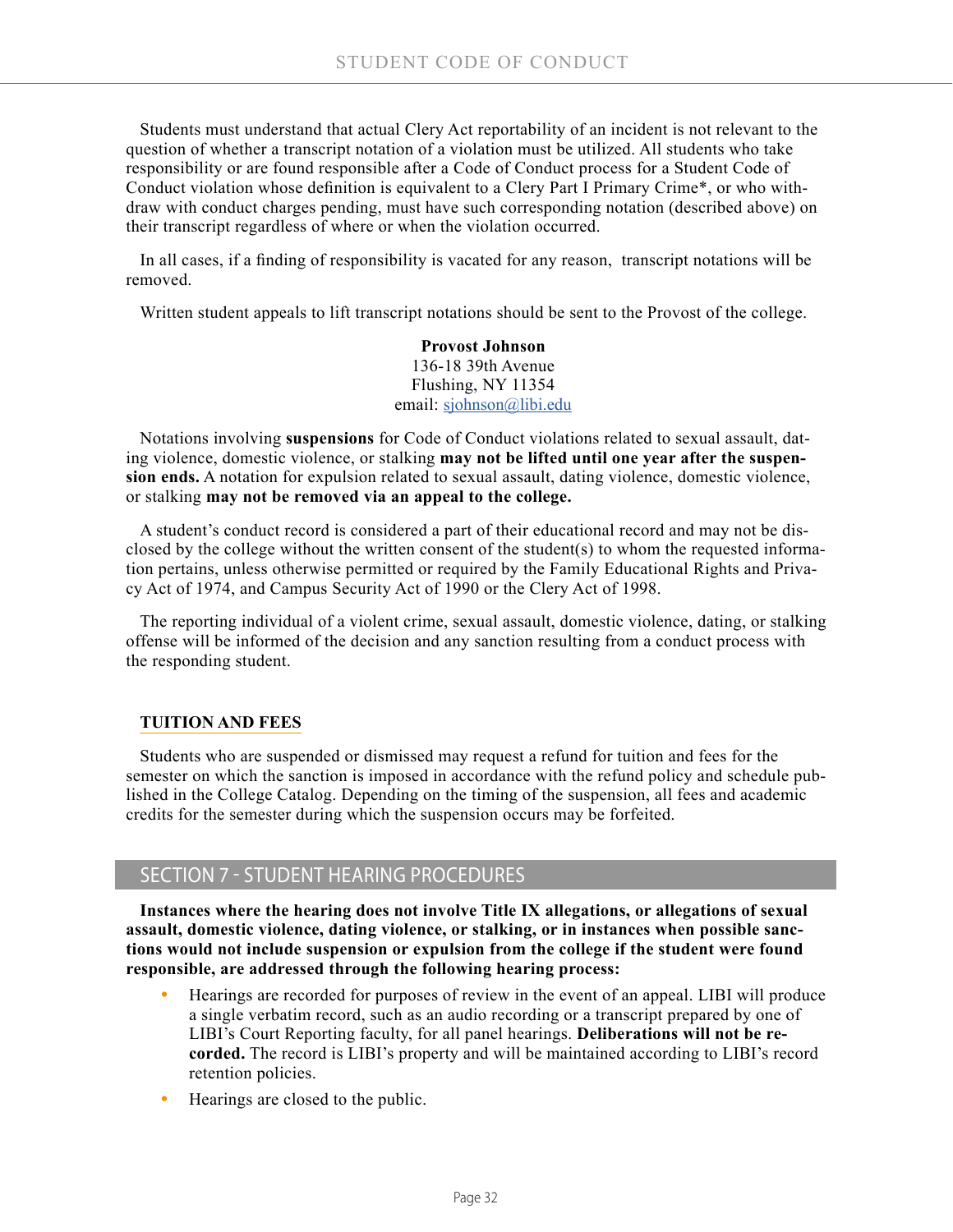Students must understand that actual Clery Act reportability of an incident is not relevant to the question of whether a transcript notation of a violation must be utilized. All students who take responsibility or are found responsible after a Code of Conduct process for a Student Code of Conduct violation whose definition is equivalent to a Clery Part I Primary Crime*, or who withdraw with conduct charges pending, must have such corresponding notation (described above) on their transcript regardless of where or when the violation occurred.

In all cases, if a finding of responsibility is vacated for any reason, transcript notations will be removed.

Written student appeals to lift transcript notations should be sent to the Provost of the college.

**Provost Johnson**
136-18 39th Avenue
Flushing, NY 11354
email: sjohnson@libi.edu

Notations involving **suspensions** for Code of Conduct violations related to sexual assault, dating violence, domestic violence, or stalking **may not be lifted until one year after the suspension ends.** A notation for expulsion related to sexual assault, dating violence, domestic violence, or stalking **may not be removed via an appeal to the college.**

A student's conduct record is considered a part of their educational record and may not be disclosed by the college without the written consent of the student(s) to whom the requested information pertains, unless otherwise permitted or required by the Family Educational Rights and Privacy Act of 1974, and Campus Security Act of 1990 or the Clery Act of 1998.

The reporting individual of a violent crime, sexual assault, domestic violence, dating, or stalking offense will be informed of the decision and any sanction resulting from a conduct process with the responding student.

### TUITION AND FEES

Students who are suspended or dismissed may request a refund for tuition and fees for the semester on which the sanction is imposed in accordance with the refund policy and schedule published in the College Catalog. Depending on the timing of the suspension, all fees and academic credits for the semester during which the suspension occurs may be forfeited.

## SECTION 7 - STUDENT HEARING PROCEDURES

**Instances where the hearing does not involve Title IX allegations, or allegations of sexual assault, domestic violence, dating violence, or stalking, or in instances when possible sanctions would not include suspension or expulsion from the college if the student were found responsible, are addressed through the following hearing process:**

- Hearings are recorded for purposes of review in the event of an appeal. LIBI will produce a single verbatim record, such as an audio recording or a transcript prepared by one of LIBI's Court Reporting faculty, for all panel hearings. **Deliberations will not be recorded.** The record is LIBI's property and will be maintained according to LIBI's record retention policies.
- Hearings are closed to the public.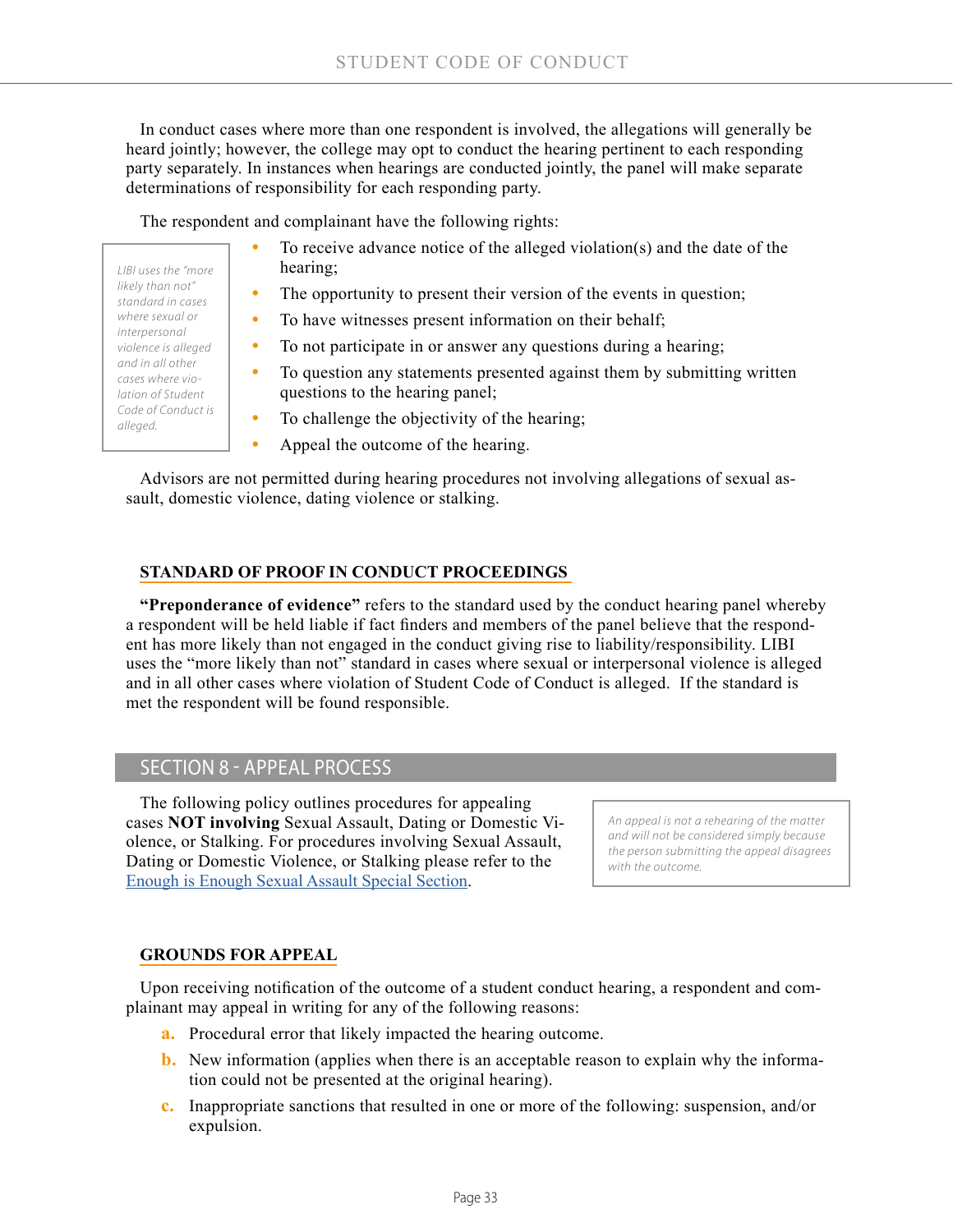In conduct cases where more than one respondent is involved, the allegations will generally be heard jointly; however, the college may opt to conduct the hearing pertinent to each responding party separately. In instances when hearings are conducted jointly, the panel will make separate determinations of responsibility for each responding party.

The respondent and complainant have the following rights:

*LIBI uses the "more likely than not" standard in cases where sexual or interpersonal violence is alleged and in all other cases where violation of Student Code of Conduct is alleged.*

- To receive advance notice of the alleged violation(s) and the date of the hearing;
- The opportunity to present their version of the events in question;
- To have witnesses present information on their behalf;
- To not participate in or answer any questions during a hearing;
- To question any statements presented against them by submitting written questions to the hearing panel;
- To challenge the objectivity of the hearing;
- Appeal the outcome of the hearing.

Advisors are not permitted during hearing procedures not involving allegations of sexual assault, domestic violence, dating violence or stalking.

### STANDARD OF PROOF IN CONDUCT PROCEEDINGS

**"Preponderance of evidence"** refers to the standard used by the conduct hearing panel whereby a respondent will be held liable if fact finders and members of the panel believe that the respondent has more likely than not engaged in the conduct giving rise to liability/responsibility. LIBI uses the "more likely than not" standard in cases where sexual or interpersonal violence is alleged and in all other cases where violation of Student Code of Conduct is alleged. If the standard is met the respondent will be found responsible.

## SECTION 8 - APPEAL PROCESS

The following policy outlines procedures for appealing cases **NOT involving** Sexual Assault, Dating or Domestic Violence, or Stalking. For procedures involving Sexual Assault, Dating or Domestic Violence, or Stalking please refer to the Enough is Enough Sexual Assault Special Section.

*An appeal is not a rehearing of the matter and will not be considered simply because the person submitting the appeal disagrees with the outcome.*

### GROUNDS FOR APPEAL

Upon receiving notification of the outcome of a student conduct hearing, a respondent and complainant may appeal in writing for any of the following reasons:

a. Procedural error that likely impacted the hearing outcome.
b. New information (applies when there is an acceptable reason to explain why the information could not be presented at the original hearing).
c. Inappropriate sanctions that resulted in one or more of the following: suspension, and/or expulsion.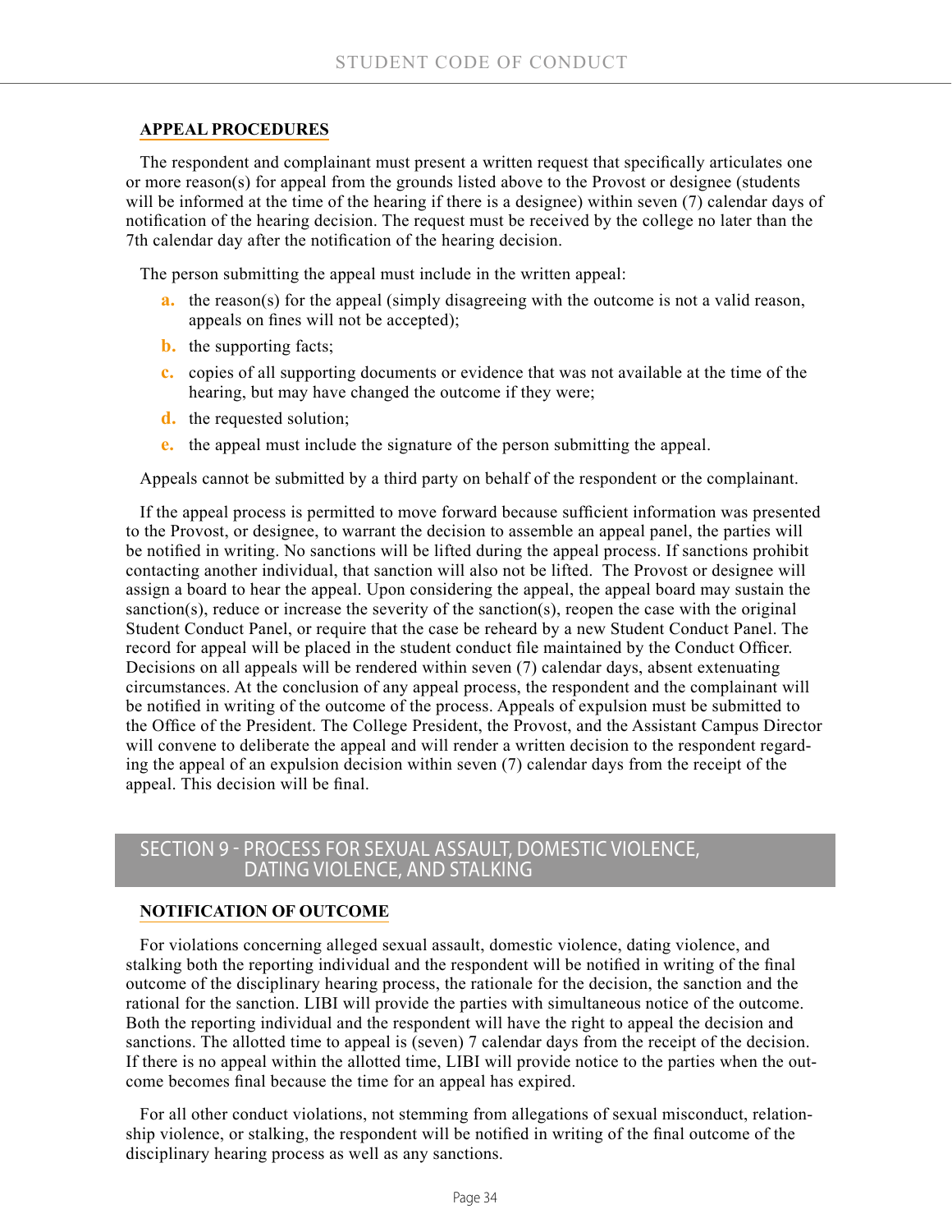### APPEAL PROCEDURES

The respondent and complainant must present a written request that specifically articulates one or more reason(s) for appeal from the grounds listed above to the Provost or designee (students will be informed at the time of the hearing if there is a designee) within seven (7) calendar days of notification of the hearing decision. The request must be received by the college no later than the 7th calendar day after the notification of the hearing decision.

The person submitting the appeal must include in the written appeal:

a. the reason(s) for the appeal (simply disagreeing with the outcome is not a valid reason, appeals on fines will not be accepted);
b. the supporting facts;
c. copies of all supporting documents or evidence that was not available at the time of the hearing, but may have changed the outcome if they were;
d. the requested solution;
e. the appeal must include the signature of the person submitting the appeal.

Appeals cannot be submitted by a third party on behalf of the respondent or the complainant.

If the appeal process is permitted to move forward because sufficient information was presented to the Provost, or designee, to warrant the decision to assemble an appeal panel, the parties will be notified in writing. No sanctions will be lifted during the appeal process. If sanctions prohibit contacting another individual, that sanction will also not be lifted. The Provost or designee will assign a board to hear the appeal. Upon considering the appeal, the appeal board may sustain the sanction(s), reduce or increase the severity of the sanction(s), reopen the case with the original Student Conduct Panel, or require that the case be reheard by a new Student Conduct Panel. The record for appeal will be placed in the student conduct file maintained by the Conduct Officer. Decisions on all appeals will be rendered within seven (7) calendar days, absent extenuating circumstances. At the conclusion of any appeal process, the respondent and the complainant will be notified in writing of the outcome of the process. Appeals of expulsion must be submitted to the Office of the President. The College President, the Provost, and the Assistant Campus Director will convene to deliberate the appeal and will render a written decision to the respondent regarding the appeal of an expulsion decision within seven (7) calendar days from the receipt of the appeal. This decision will be final.

## SECTION 9 - PROCESS FOR SEXUAL ASSAULT, DOMESTIC VIOLENCE, DATING VIOLENCE, AND STALKING

### NOTIFICATION OF OUTCOME

For violations concerning alleged sexual assault, domestic violence, dating violence, and stalking both the reporting individual and the respondent will be notified in writing of the final outcome of the disciplinary hearing process, the rationale for the decision, the sanction and the rational for the sanction. LIBI will provide the parties with simultaneous notice of the outcome. Both the reporting individual and the respondent will have the right to appeal the decision and sanctions. The allotted time to appeal is (seven) 7 calendar days from the receipt of the decision. If there is no appeal within the allotted time, LIBI will provide notice to the parties when the outcome becomes final because the time for an appeal has expired.

For all other conduct violations, not stemming from allegations of sexual misconduct, relationship violence, or stalking, the respondent will be notified in writing of the final outcome of the disciplinary hearing process as well as any sanctions.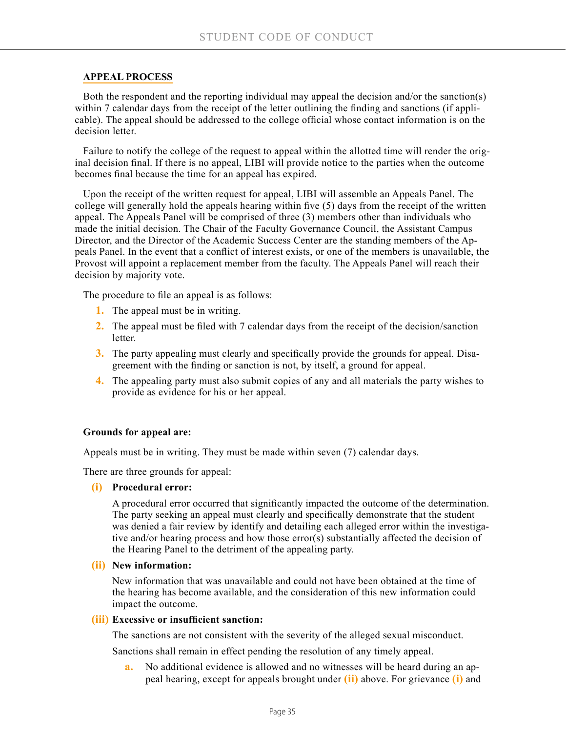## APPEAL PROCESS

Both the respondent and the reporting individual may appeal the decision and/or the sanction(s) within 7 calendar days from the receipt of the letter outlining the finding and sanctions (if applicable). The appeal should be addressed to the college official whose contact information is on the decision letter.

Failure to notify the college of the request to appeal within the allotted time will render the original decision final. If there is no appeal, LIBI will provide notice to the parties when the outcome becomes final because the time for an appeal has expired.

Upon the receipt of the written request for appeal, LIBI will assemble an Appeals Panel. The college will generally hold the appeals hearing within five (5) days from the receipt of the written appeal. The Appeals Panel will be comprised of three (3) members other than individuals who made the initial decision. The Chair of the Faculty Governance Council, the Assistant Campus Director, and the Director of the Academic Success Center are the standing members of the Appeals Panel. In the event that a conflict of interest exists, or one of the members is unavailable, the Provost will appoint a replacement member from the faculty. The Appeals Panel will reach their decision by majority vote.

The procedure to file an appeal is as follows:

1. The appeal must be in writing.
2. The appeal must be filed with 7 calendar days from the receipt of the decision/sanction letter.
3. The party appealing must clearly and specifically provide the grounds for appeal. Disagreement with the finding or sanction is not, by itself, a ground for appeal.
4. The appealing party must also submit copies of any and all materials the party wishes to provide as evidence for his or her appeal.

**Grounds for appeal are:**

Appeals must be in writing. They must be made within seven (7) calendar days.

There are three grounds for appeal:

**(i) Procedural error:**

A procedural error occurred that significantly impacted the outcome of the determination. The party seeking an appeal must clearly and specifically demonstrate that the student was denied a fair review by identify and detailing each alleged error within the investigative and/or hearing process and how those error(s) substantially affected the decision of the Hearing Panel to the detriment of the appealing party.

**(ii) New information:**

New information that was unavailable and could not have been obtained at the time of the hearing has become available, and the consideration of this new information could impact the outcome.

**(iii) Excessive or insufficient sanction:**

The sanctions are not consistent with the severity of the alleged sexual misconduct.

Sanctions shall remain in effect pending the resolution of any timely appeal.

a. No additional evidence is allowed and no witnesses will be heard during an appeal hearing, except for appeals brought under (ii) above. For grievance (i) and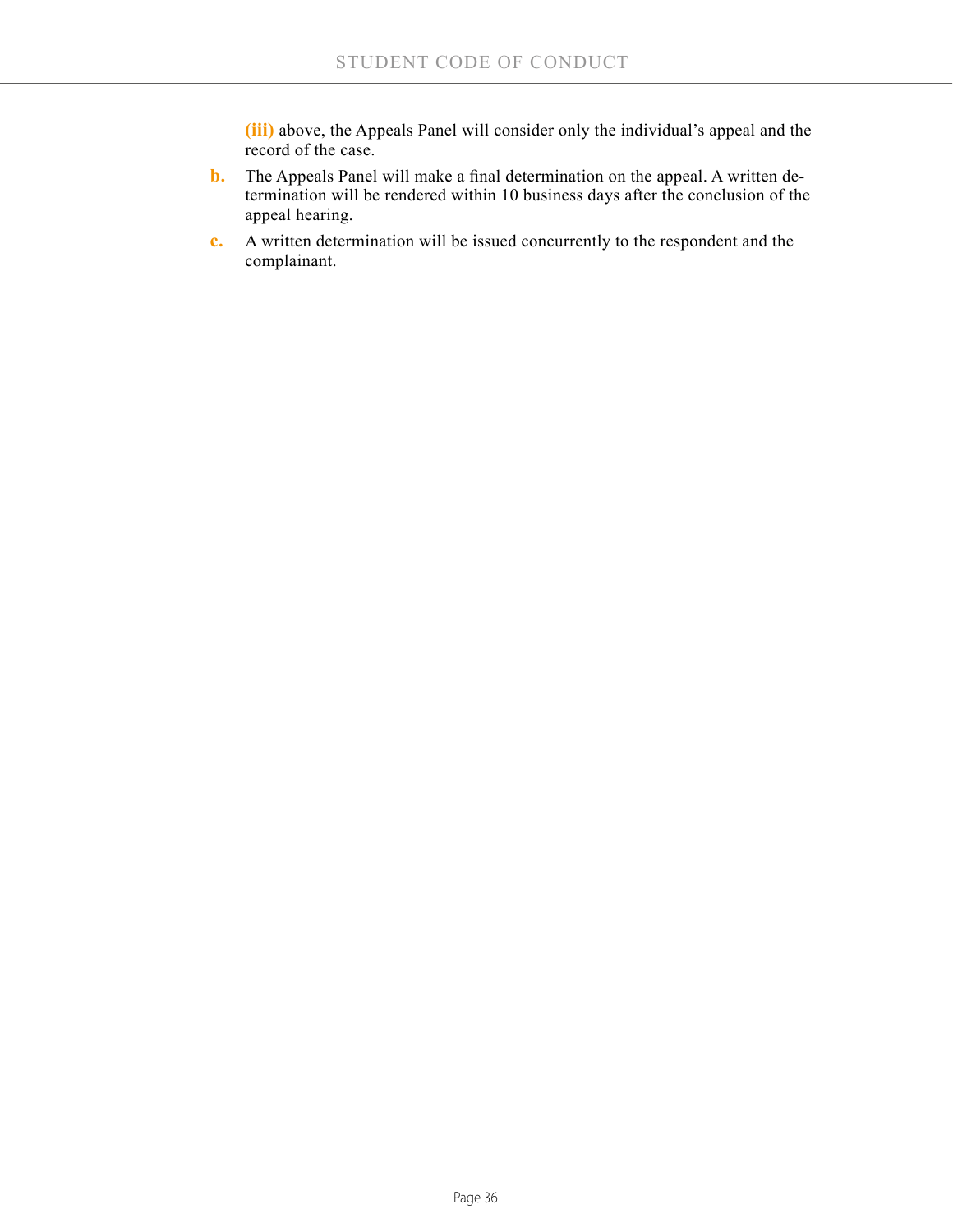**(iii)** above, the Appeals Panel will consider only the individual's appeal and the record of the case.

**b.** The Appeals Panel will make a final determination on the appeal. A written determination will be rendered within 10 business days after the conclusion of the appeal hearing.

**c.** A written determination will be issued concurrently to the respondent and the complainant.